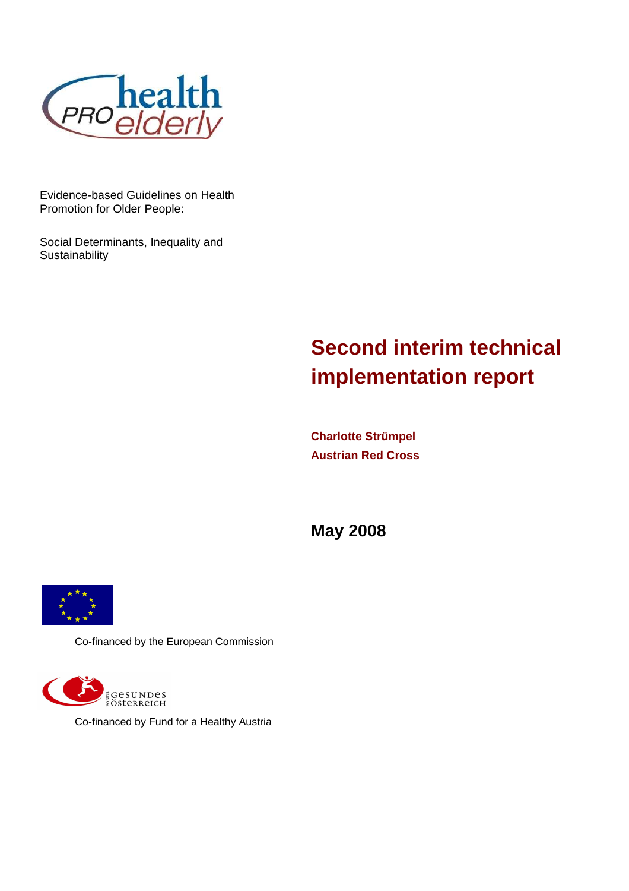Evidence-based Guidelines on Health Promotion for Older People:

Social Determinants, Inequality and Sustainability

# Second interim technical implementation report

**Charlotte Strümpel**
**Austrian Red Cross**

**May 2008**

Co-financed by the European Commission

Co-financed by Fund for a Healthy Austria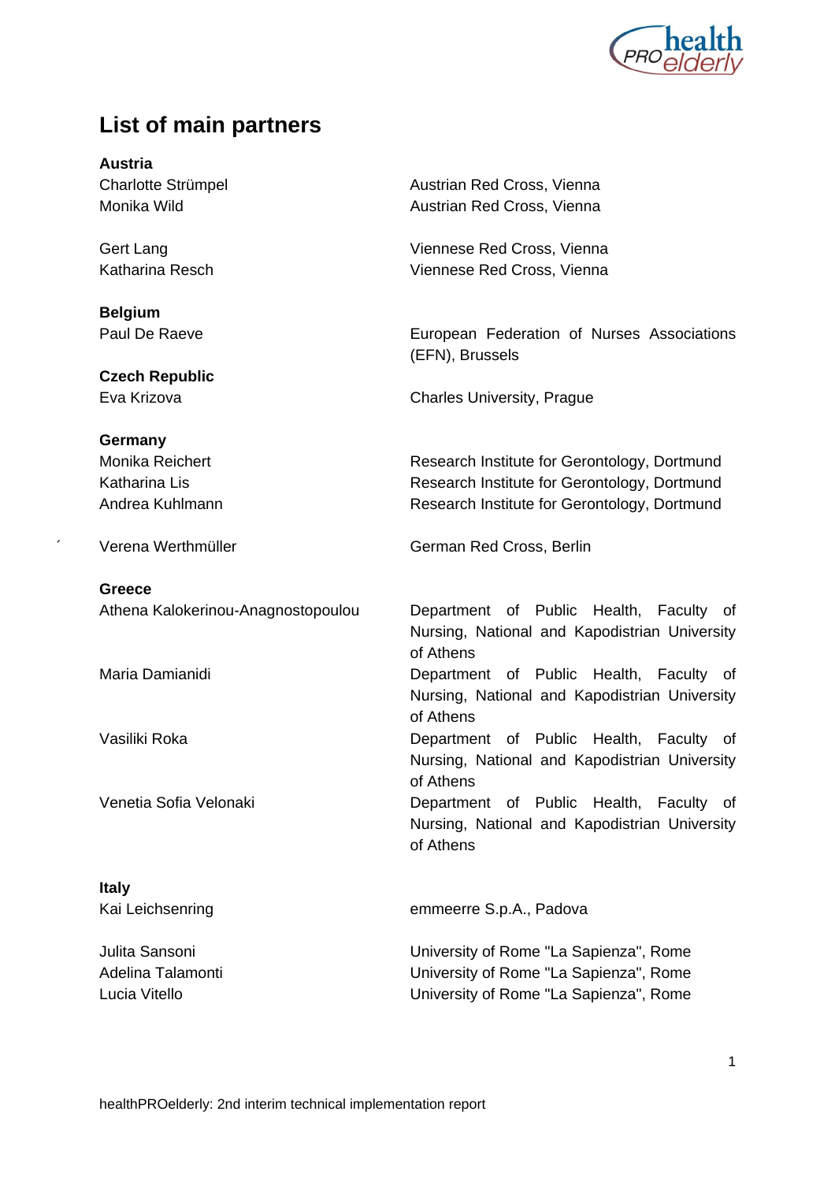## List of main partners

| | |
|---|---|
| **Austria** | |
| Charlotte Strümpel | Austrian Red Cross, Vienna |
| Monika Wild | Austrian Red Cross, Vienna |
| Gert Lang | Viennese Red Cross, Vienna |
| Katharina Resch | Viennese Red Cross, Vienna |
| **Belgium** | |
| Paul De Raeve | European Federation of Nurses Associations (EFN), Brussels |
| **Czech Republic** | |
| Eva Krizova | Charles University, Prague |
| **Germany** | |
| Monika Reichert | Research Institute for Gerontology, Dortmund |
| Katharina Lis | Research Institute for Gerontology, Dortmund |
| Andrea Kuhlmann | Research Institute for Gerontology, Dortmund |
| Verena Werthmüller | German Red Cross, Berlin |
| **Greece** | |
| Athena Kalokerinou-Anagnostopoulou | Department of Public Health, Faculty of Nursing, National and Kapodistrian University of Athens |
| Maria Damianidi | Department of Public Health, Faculty of Nursing, National and Kapodistrian University of Athens |
| Vasiliki Roka | Department of Public Health, Faculty of Nursing, National and Kapodistrian University of Athens |
| Venetia Sofia Velonaki | Department of Public Health, Faculty of Nursing, National and Kapodistrian University of Athens |
| **Italy** | |
| Kai Leichsenring | emmeerre S.p.A., Padova |
| Julita Sansoni | University of Rome "La Sapienza", Rome |
| Adelina Talamonti | University of Rome "La Sapienza", Rome |
| Lucia Vitello | University of Rome "La Sapienza", Rome |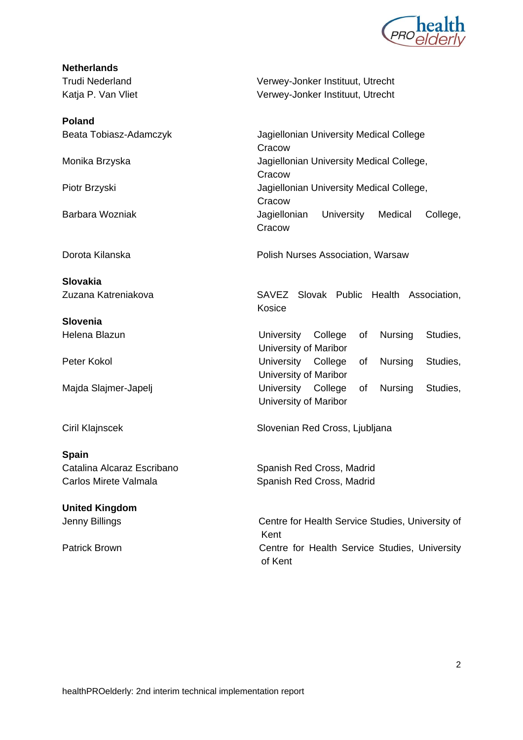**Netherlands**

| | |
|---|---|
| Trudi Nederland | Verwey-Jonker Instituut, Utrecht |
| Katja P. Van Vliet | Verwey-Jonker Instituut, Utrecht |

**Poland**

| | |
|---|---|
| Beata Tobiasz-Adamczyk | Jagiellonian University Medical College Cracow |
| Monika Brzyska | Jagiellonian University Medical College, Cracow |
| Piotr Brzyski | Jagiellonian University Medical College, Cracow |
| Barbara Wozniak | Jagiellonian University Medical College, Cracow |
| Dorota Kilanska | Polish Nurses Association, Warsaw |

**Slovakia**

| | |
|---|---|
| Zuzana Katreniakova | SAVEZ Slovak Public Health Association, Kosice |

**Slovenia**

| | |
|---|---|
| Helena Blazun | University College of Nursing Studies, University of Maribor |
| Peter Kokol | University College of Nursing Studies, University of Maribor |
| Majda Slajmer-Japelj | University College of Nursing Studies, University of Maribor |
| Ciril Klajnscek | Slovenian Red Cross, Ljubljana |

**Spain**

| | |
|---|---|
| Catalina Alcaraz Escribano | Spanish Red Cross, Madrid |
| Carlos Mirete Valmala | Spanish Red Cross, Madrid |

**United Kingdom**

| | |
|---|---|
| Jenny Billings | Centre for Health Service Studies, University of Kent |
| Patrick Brown | Centre for Health Service Studies, University of Kent |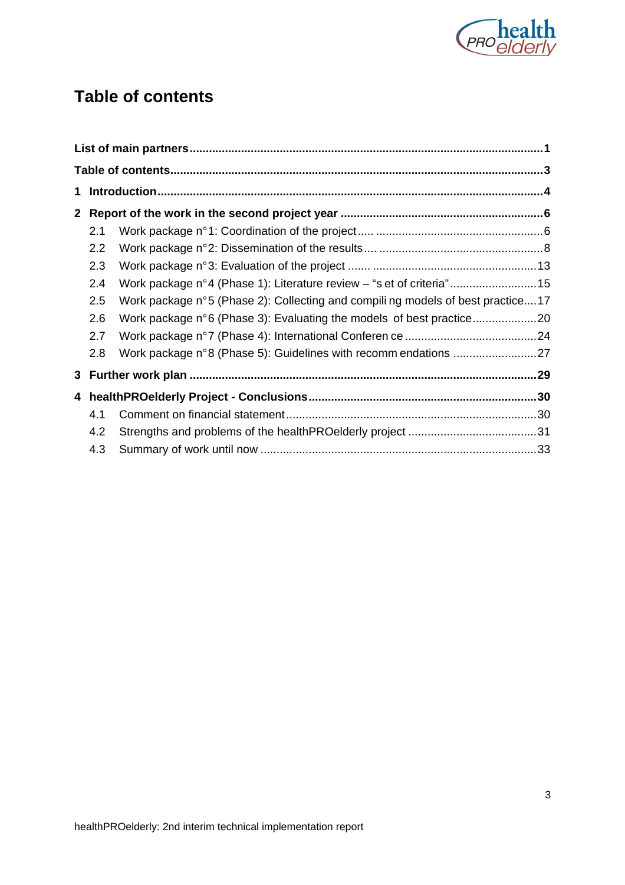# Table of contents

**List of main partners** ........................................................................................................ **1**

**Table of contents** ................................................................................................................ **3**

**1 Introduction** ....................................................................................................................... **4**

**2 Report of the work in the second project year** .............................................................. **6**

- 2.1 Work package n°1: Coordination of the project ..................................................... 6
- 2.2 Work package n°2: Dissemination of the results .................................................... 8
- 2.3 Work package n°3: Evaluation of the project ........................................................ 13
- 2.4 Work package n°4 (Phase 1): Literature review – "set of criteria" ......................... 15
- 2.5 Work package n°5 (Phase 2): Collecting and compiling models of best practice .... 17
- 2.6 Work package n°6 (Phase 3): Evaluating the models of best practice ................... 20
- 2.7 Work package n°7 (Phase 4): International Conference ......................................... 24
- 2.8 Work package n°8 (Phase 5): Guidelines with recommendations ........................... 27

**3 Further work plan** ............................................................................................................ **29**

**4 healthPROelderly Project - Conclusions** ....................................................................... **30**

- 4.1 Comment on financial statement ............................................................................ 30
- 4.2 Strengths and problems of the healthPROelderly project ...................................... 31
- 4.3 Summary of work until now .................................................................................. 33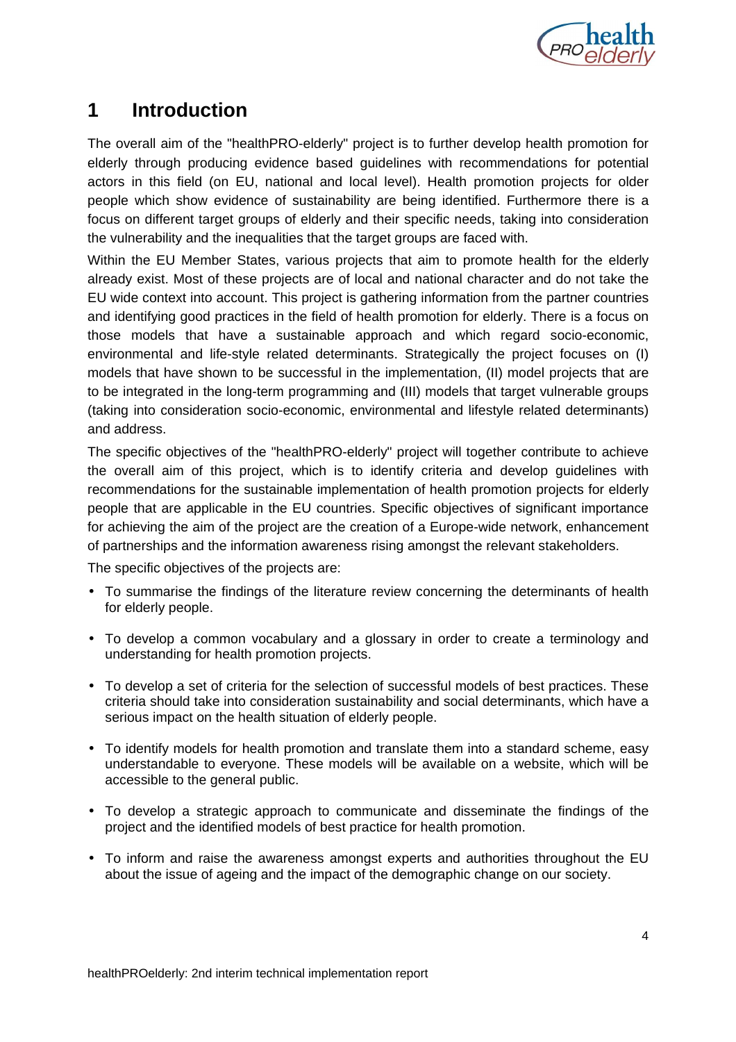# 1 Introduction

The overall aim of the "healthPRO-elderly" project is to further develop health promotion for elderly through producing evidence based guidelines with recommendations for potential actors in this field (on EU, national and local level). Health promotion projects for older people which show evidence of sustainability are being identified. Furthermore there is a focus on different target groups of elderly and their specific needs, taking into consideration the vulnerability and the inequalities that the target groups are faced with.

Within the EU Member States, various projects that aim to promote health for the elderly already exist. Most of these projects are of local and national character and do not take the EU wide context into account. This project is gathering information from the partner countries and identifying good practices in the field of health promotion for elderly. There is a focus on those models that have a sustainable approach and which regard socio-economic, environmental and life-style related determinants. Strategically the project focuses on (I) models that have shown to be successful in the implementation, (II) model projects that are to be integrated in the long-term programming and (III) models that target vulnerable groups (taking into consideration socio-economic, environmental and lifestyle related determinants) and address.

The specific objectives of the "healthPRO-elderly" project will together contribute to achieve the overall aim of this project, which is to identify criteria and develop guidelines with recommendations for the sustainable implementation of health promotion projects for elderly people that are applicable in the EU countries. Specific objectives of significant importance for achieving the aim of the project are the creation of a Europe-wide network, enhancement of partnerships and the information awareness rising amongst the relevant stakeholders.

The specific objectives of the projects are:

- To summarise the findings of the literature review concerning the determinants of health for elderly people.
- To develop a common vocabulary and a glossary in order to create a terminology and understanding for health promotion projects.
- To develop a set of criteria for the selection of successful models of best practices. These criteria should take into consideration sustainability and social determinants, which have a serious impact on the health situation of elderly people.
- To identify models for health promotion and translate them into a standard scheme, easy understandable to everyone. These models will be available on a website, which will be accessible to the general public.
- To develop a strategic approach to communicate and disseminate the findings of the project and the identified models of best practice for health promotion.
- To inform and raise the awareness amongst experts and authorities throughout the EU about the issue of ageing and the impact of the demographic change on our society.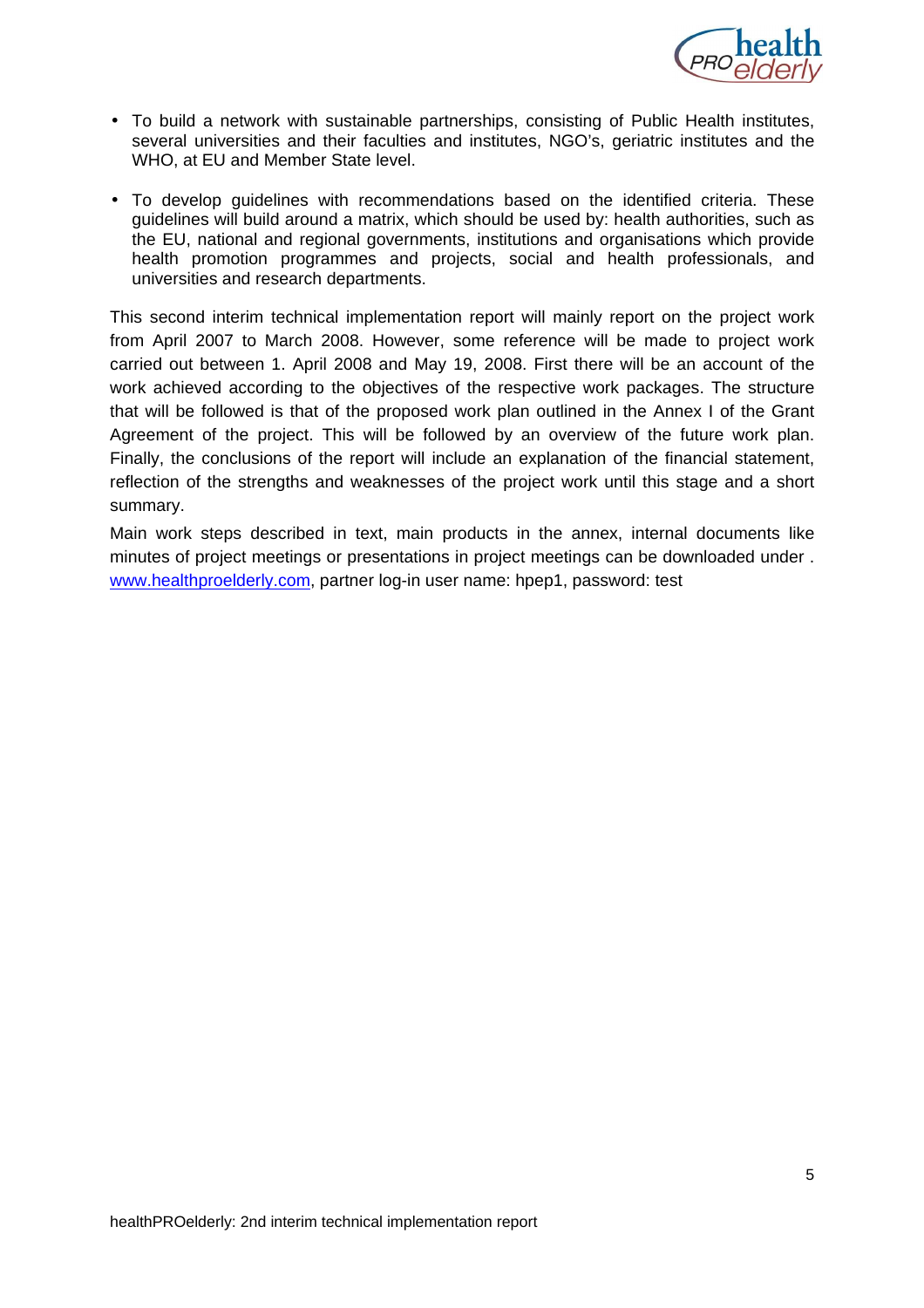- To build a network with sustainable partnerships, consisting of Public Health institutes, several universities and their faculties and institutes, NGO's, geriatric institutes and the WHO, at EU and Member State level.
- To develop guidelines with recommendations based on the identified criteria. These guidelines will build around a matrix, which should be used by: health authorities, such as the EU, national and regional governments, institutions and organisations which provide health promotion programmes and projects, social and health professionals, and universities and research departments.

This second interim technical implementation report will mainly report on the project work from April 2007 to March 2008. However, some reference will be made to project work carried out between 1. April 2008 and May 19, 2008. First there will be an account of the work achieved according to the objectives of the respective work packages. The structure that will be followed is that of the proposed work plan outlined in the Annex I of the Grant Agreement of the project. This will be followed by an overview of the future work plan. Finally, the conclusions of the report will include an explanation of the financial statement, reflection of the strengths and weaknesses of the project work until this stage and a short summary.

Main work steps described in text, main products in the annex, internal documents like minutes of project meetings or presentations in project meetings can be downloaded under . [www.healthproelderly.com](http://www.healthproelderly.com), partner log-in user name: hpep1, password: test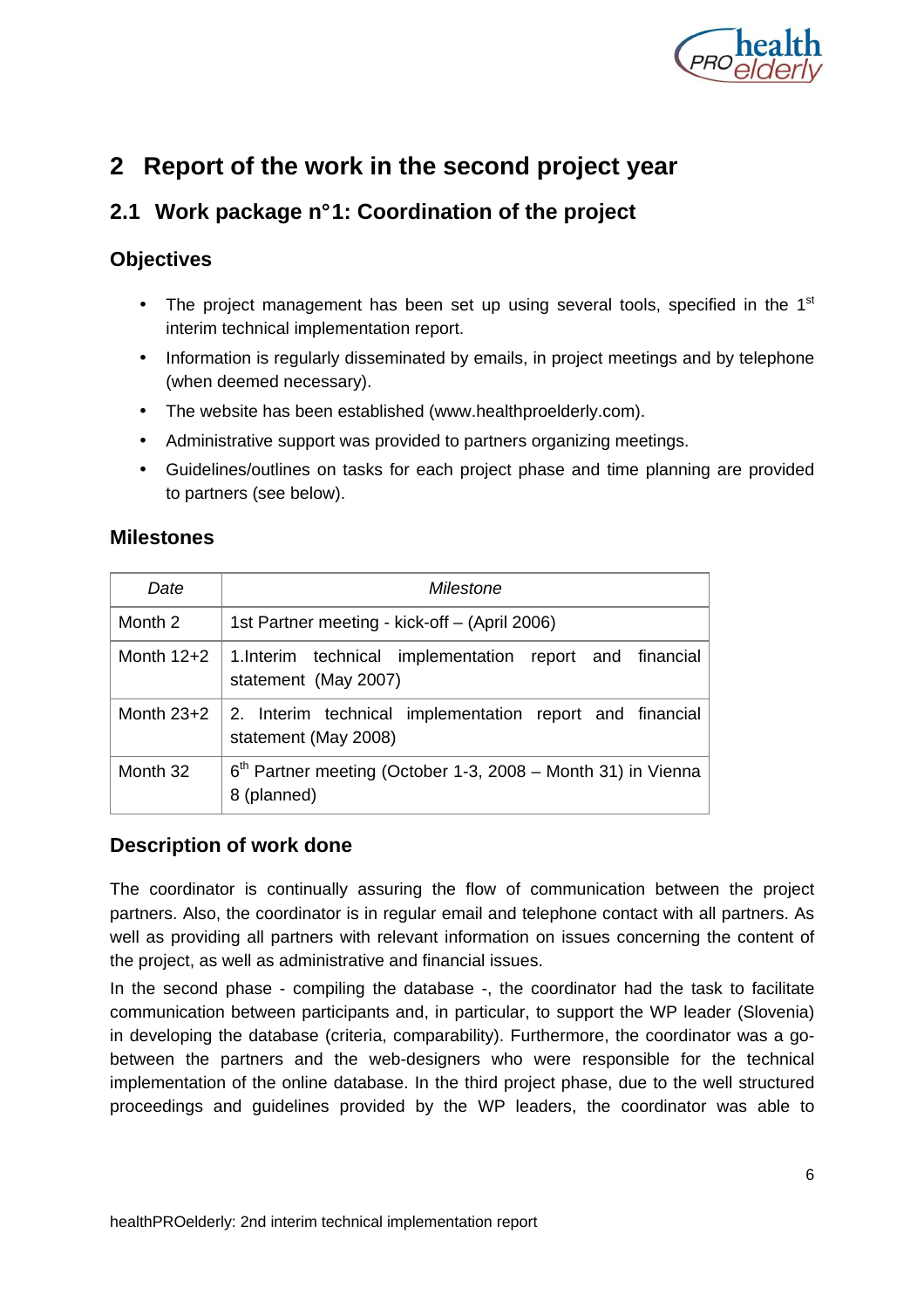# 2 Report of the work in the second project year

## 2.1 Work package n°1: Coordination of the project

### Objectives

- The project management has been set up using several tools, specified in the 1st interim technical implementation report.
- Information is regularly disseminated by emails, in project meetings and by telephone (when deemed necessary).
- The website has been established (www.healthproelderly.com).
- Administrative support was provided to partners organizing meetings.
- Guidelines/outlines on tasks for each project phase and time planning are provided to partners (see below).

### Milestones

| *Date* | *Milestone* |
| --- | --- |
| Month 2 | 1st Partner meeting - kick-off – (April 2006) |
| Month 12+2 | 1.Interim technical implementation report and financial statement (May 2007) |
| Month 23+2 | 2. Interim technical implementation report and financial statement (May 2008) |
| Month 32 | 6th Partner meeting (October 1-3, 2008 – Month 31) in Vienna 8 (planned) |

### Description of work done

The coordinator is continually assuring the flow of communication between the project partners. Also, the coordinator is in regular email and telephone contact with all partners. As well as providing all partners with relevant information on issues concerning the content of the project, as well as administrative and financial issues.

In the second phase - compiling the database -, the coordinator had the task to facilitate communication between participants and, in particular, to support the WP leader (Slovenia) in developing the database (criteria, comparability). Furthermore, the coordinator was a go-between the partners and the web-designers who were responsible for the technical implementation of the online database. In the third project phase, due to the well structured proceedings and guidelines provided by the WP leaders, the coordinator was able to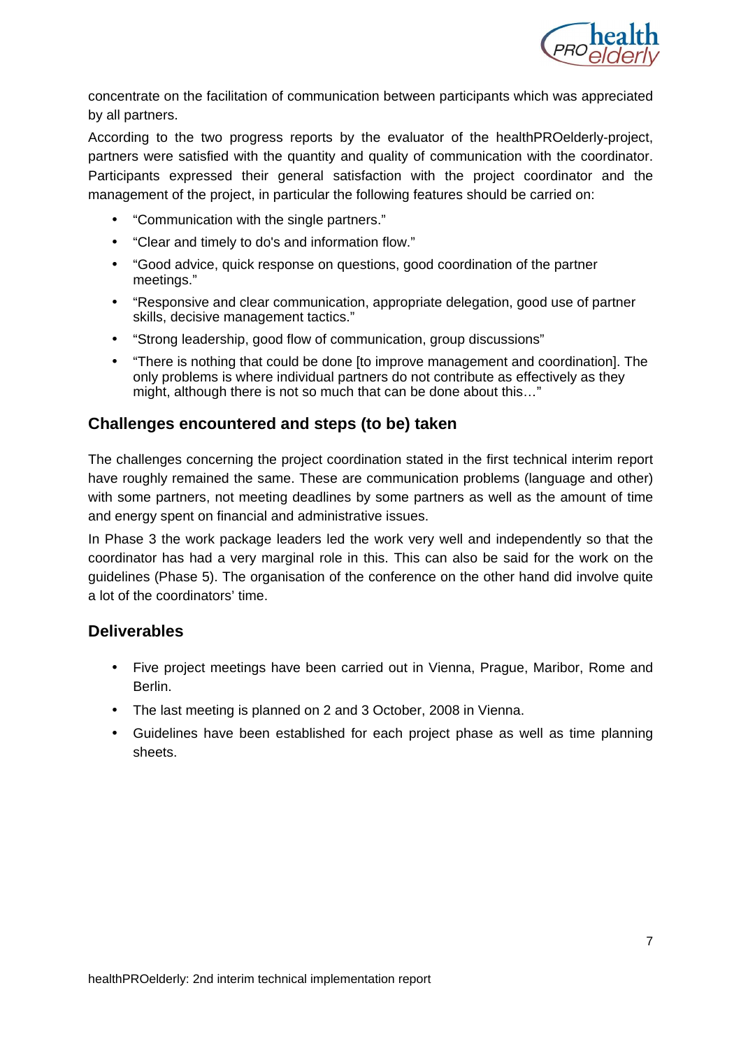concentrate on the facilitation of communication between participants which was appreciated by all partners.

According to the two progress reports by the evaluator of the healthPROelderly-project, partners were satisfied with the quantity and quality of communication with the coordinator. Participants expressed their general satisfaction with the project coordinator and the management of the project, in particular the following features should be carried on:

- "Communication with the single partners."
- "Clear and timely to do's and information flow."
- "Good advice, quick response on questions, good coordination of the partner meetings."
- "Responsive and clear communication, appropriate delegation, good use of partner skills, decisive management tactics."
- "Strong leadership, good flow of communication, group discussions"
- "There is nothing that could be done [to improve management and coordination]. The only problems is where individual partners do not contribute as effectively as they might, although there is not so much that can be done about this…"

### Challenges encountered and steps (to be) taken

The challenges concerning the project coordination stated in the first technical interim report have roughly remained the same. These are communication problems (language and other) with some partners, not meeting deadlines by some partners as well as the amount of time and energy spent on financial and administrative issues.

In Phase 3 the work package leaders led the work very well and independently so that the coordinator has had a very marginal role in this. This can also be said for the work on the guidelines (Phase 5). The organisation of the conference on the other hand did involve quite a lot of the coordinators' time.

### Deliverables

- Five project meetings have been carried out in Vienna, Prague, Maribor, Rome and Berlin.
- The last meeting is planned on 2 and 3 October, 2008 in Vienna.
- Guidelines have been established for each project phase as well as time planning sheets.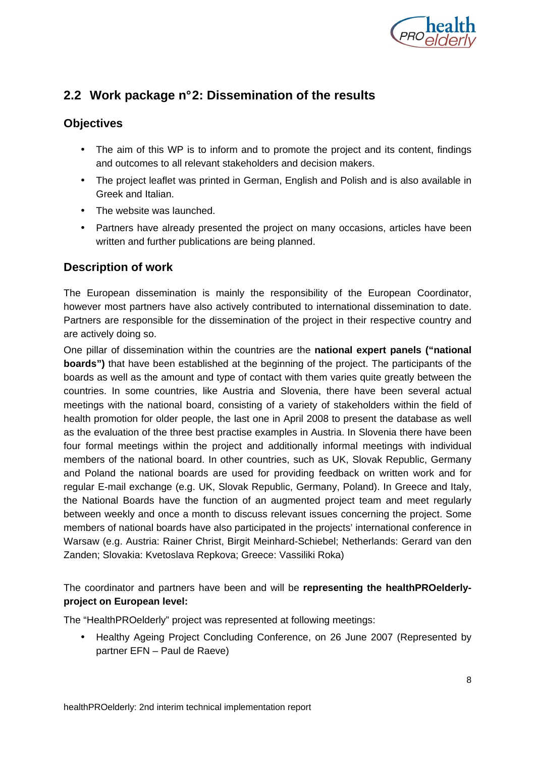## 2.2 Work package n°2: Dissemination of the results

### Objectives

- The aim of this WP is to inform and to promote the project and its content, findings and outcomes to all relevant stakeholders and decision makers.
- The project leaflet was printed in German, English and Polish and is also available in Greek and Italian.
- The website was launched.
- Partners have already presented the project on many occasions, articles have been written and further publications are being planned.

### Description of work

The European dissemination is mainly the responsibility of the European Coordinator, however most partners have also actively contributed to international dissemination to date. Partners are responsible for the dissemination of the project in their respective country and are actively doing so.

One pillar of dissemination within the countries are the **national expert panels ("national boards")** that have been established at the beginning of the project. The participants of the boards as well as the amount and type of contact with them varies quite greatly between the countries. In some countries, like Austria and Slovenia, there have been several actual meetings with the national board, consisting of a variety of stakeholders within the field of health promotion for older people, the last one in April 2008 to present the database as well as the evaluation of the three best practise examples in Austria. In Slovenia there have been four formal meetings within the project and additionally informal meetings with individual members of the national board. In other countries, such as UK, Slovak Republic, Germany and Poland the national boards are used for providing feedback on written work and for regular E-mail exchange (e.g. UK, Slovak Republic, Germany, Poland). In Greece and Italy, the National Boards have the function of an augmented project team and meet regularly between weekly and once a month to discuss relevant issues concerning the project. Some members of national boards have also participated in the projects' international conference in Warsaw (e.g. Austria: Rainer Christ, Birgit Meinhard-Schiebel; Netherlands: Gerard van den Zanden; Slovakia: Kvetoslava Repkova; Greece: Vassiliki Roka)

The coordinator and partners have been and will be **representing the healthPROelderly-project on European level:**

The "HealthPROelderly" project was represented at following meetings:

- Healthy Ageing Project Concluding Conference, on 26 June 2007 (Represented by partner EFN – Paul de Raeve)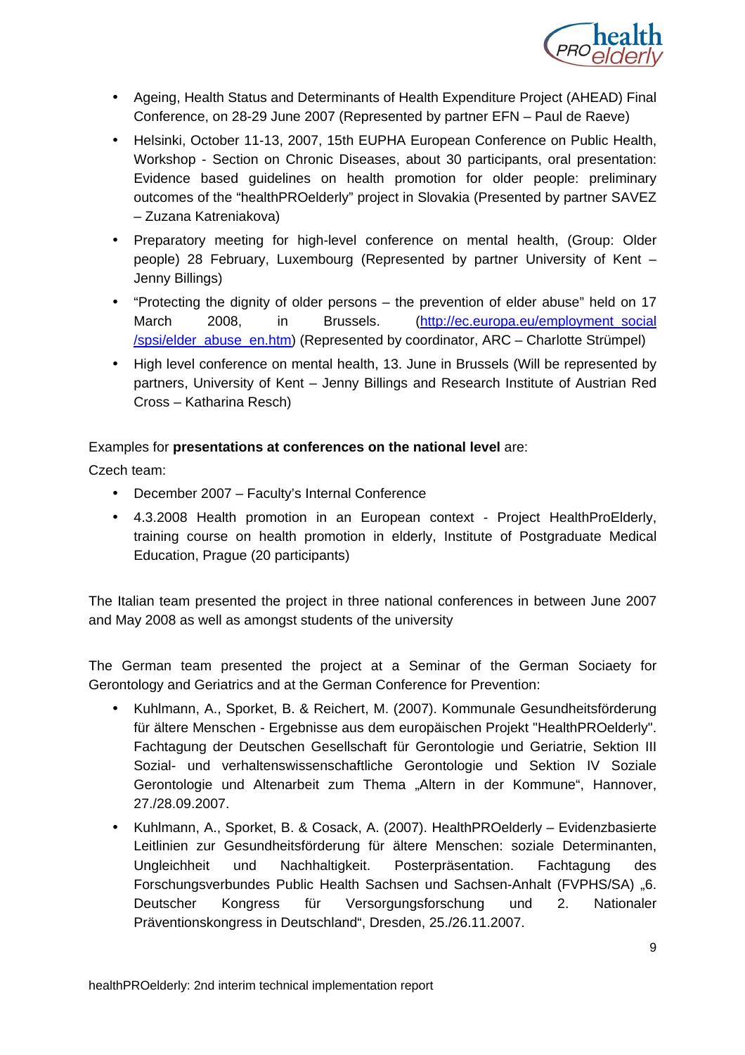- Ageing, Health Status and Determinants of Health Expenditure Project (AHEAD) Final Conference, on 28-29 June 2007 (Represented by partner EFN – Paul de Raeve)
- Helsinki, October 11-13, 2007, 15th EUPHA European Conference on Public Health, Workshop - Section on Chronic Diseases, about 30 participants, oral presentation: Evidence based guidelines on health promotion for older people: preliminary outcomes of the "healthPROelderly" project in Slovakia (Presented by partner SAVEZ – Zuzana Katreniakova)
- Preparatory meeting for high-level conference on mental health, (Group: Older people) 28 February, Luxembourg (Represented by partner University of Kent – Jenny Billings)
- "Protecting the dignity of older persons – the prevention of elder abuse" held on 17 March 2008, in Brussels. (http://ec.europa.eu/employment_social/spsi/elder_abuse_en.htm) (Represented by coordinator, ARC – Charlotte Strümpel)
- High level conference on mental health, 13. June in Brussels (Will be represented by partners, University of Kent – Jenny Billings and Research Institute of Austrian Red Cross – Katharina Resch)

Examples for **presentations at conferences on the national level** are:

Czech team:

- December 2007 – Faculty's Internal Conference
- 4.3.2008 Health promotion in an European context - Project HealthProElderly, training course on health promotion in elderly, Institute of Postgraduate Medical Education, Prague (20 participants)

The Italian team presented the project in three national conferences in between June 2007 and May 2008 as well as amongst students of the university

The German team presented the project at a Seminar of the German Sociaety for Gerontology and Geriatrics and at the German Conference for Prevention:

- Kuhlmann, A., Sporket, B. & Reichert, M. (2007). Kommunale Gesundheitsförderung für ältere Menschen - Ergebnisse aus dem europäischen Projekt "HealthPROelderly". Fachtagung der Deutschen Gesellschaft für Gerontologie und Geriatrie, Sektion III Sozial- und verhaltenswissenschaftliche Gerontologie und Sektion IV Soziale Gerontologie und Altenarbeit zum Thema „Altern in der Kommune", Hannover, 27./28.09.2007.
- Kuhlmann, A., Sporket, B. & Cosack, A. (2007). HealthPROelderly – Evidenzbasierte Leitlinien zur Gesundheitsförderung für ältere Menschen: soziale Determinanten, Ungleichheit und Nachhaltigkeit. Posterpräsentation. Fachtagung des Forschungsverbundes Public Health Sachsen und Sachsen-Anhalt (FVPHS/SA) „6. Deutscher Kongress für Versorgungsforschung und 2. Nationaler Präventionskongress in Deutschland", Dresden, 25./26.11.2007.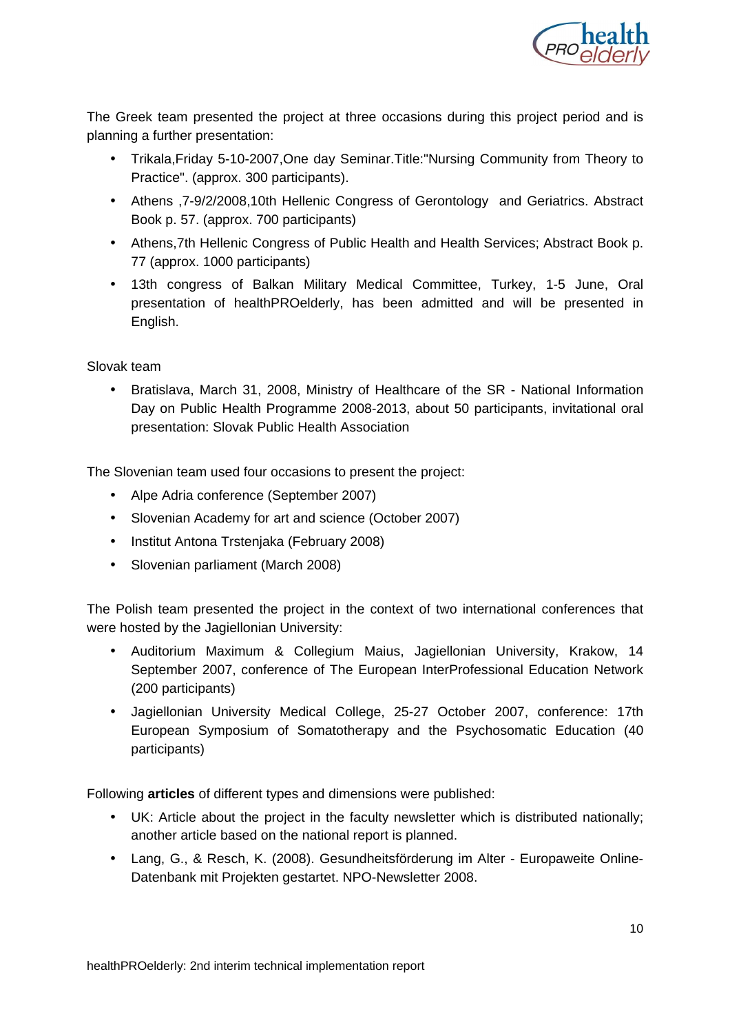The Greek team presented the project at three occasions during this project period and is planning a further presentation:

- Trikala,Friday 5-10-2007,One day Seminar.Title:"Nursing Community from Theory to Practice". (approx. 300 participants).
- Athens ,7-9/2/2008,10th Hellenic Congress of Gerontology and Geriatrics. Abstract Book p. 57. (approx. 700 participants)
- Athens,7th Hellenic Congress of Public Health and Health Services; Abstract Book p. 77 (approx. 1000 participants)
- 13th congress of Balkan Military Medical Committee, Turkey, 1-5 June, Oral presentation of healthPROelderly, has been admitted and will be presented in English.

Slovak team

- Bratislava, March 31, 2008, Ministry of Healthcare of the SR - National Information Day on Public Health Programme 2008-2013, about 50 participants, invitational oral presentation: Slovak Public Health Association

The Slovenian team used four occasions to present the project:

- Alpe Adria conference (September 2007)
- Slovenian Academy for art and science (October 2007)
- Institut Antona Trstenjaka (February 2008)
- Slovenian parliament (March 2008)

The Polish team presented the project in the context of two international conferences that were hosted by the Jagiellonian University:

- Auditorium Maximum & Collegium Maius, Jagiellonian University, Krakow, 14 September 2007, conference of The European InterProfessional Education Network (200 participants)
- Jagiellonian University Medical College, 25-27 October 2007, conference: 17th European Symposium of Somatotherapy and the Psychosomatic Education (40 participants)

Following **articles** of different types and dimensions were published:

- UK: Article about the project in the faculty newsletter which is distributed nationally; another article based on the national report is planned.
- Lang, G., & Resch, K. (2008). Gesundheitsförderung im Alter - Europaweite Online-Datenbank mit Projekten gestartet. NPO-Newsletter 2008.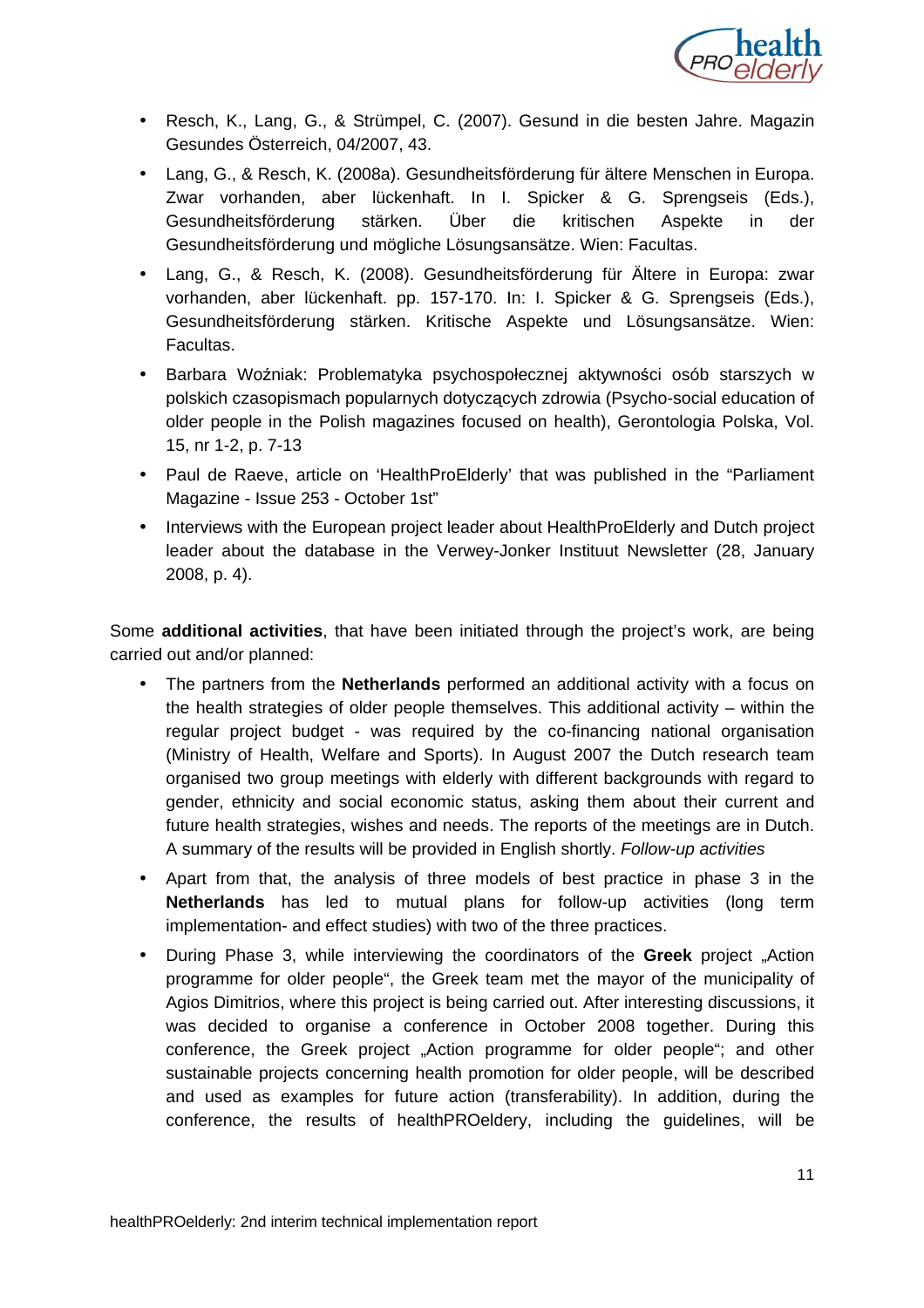- Resch, K., Lang, G., & Strümpel, C. (2007). Gesund in die besten Jahre. Magazin Gesundes Österreich, 04/2007, 43.
- Lang, G., & Resch, K. (2008a). Gesundheitsförderung für ältere Menschen in Europa. Zwar vorhanden, aber lückenhaft. In I. Spicker & G. Sprengseis (Eds.), Gesundheitsförderung stärken. Über die kritischen Aspekte in der Gesundheitsförderung und mögliche Lösungsansätze. Wien: Facultas.
- Lang, G., & Resch, K. (2008). Gesundheitsförderung für Ältere in Europa: zwar vorhanden, aber lückenhaft. pp. 157-170. In: I. Spicker & G. Sprengseis (Eds.), Gesundheitsförderung stärken. Kritische Aspekte und Lösungsansätze. Wien: Facultas.
- Barbara Woźniak: Problematyka psychospołecznej aktywności osób starszych w polskich czasopismach popularnych dotyczących zdrowia (Psycho-social education of older people in the Polish magazines focused on health), Gerontologia Polska, Vol. 15, nr 1-2, p. 7-13
- Paul de Raeve, article on 'HealthProElderly' that was published in the "Parliament Magazine - Issue 253 - October 1st"
- Interviews with the European project leader about HealthProElderly and Dutch project leader about the database in the Verwey-Jonker Instituut Newsletter (28, January 2008, p. 4).

Some **additional activities**, that have been initiated through the project's work, are being carried out and/or planned:

- The partners from the **Netherlands** performed an additional activity with a focus on the health strategies of older people themselves. This additional activity – within the regular project budget - was required by the co-financing national organisation (Ministry of Health, Welfare and Sports). In August 2007 the Dutch research team organised two group meetings with elderly with different backgrounds with regard to gender, ethnicity and social economic status, asking them about their current and future health strategies, wishes and needs. The reports of the meetings are in Dutch. A summary of the results will be provided in English shortly. *Follow-up activities*
- Apart from that, the analysis of three models of best practice in phase 3 in the **Netherlands** has led to mutual plans for follow-up activities (long term implementation- and effect studies) with two of the three practices.
- During Phase 3, while interviewing the coordinators of the **Greek** project „Action programme for older people", the Greek team met the mayor of the municipality of Agios Dimitrios, where this project is being carried out. After interesting discussions, it was decided to organise a conference in October 2008 together. During this conference, the Greek project „Action programme for older people"; and other sustainable projects concerning health promotion for older people, will be described and used as examples for future action (transferability). In addition, during the conference, the results of healthPROeldery, including the guidelines, will be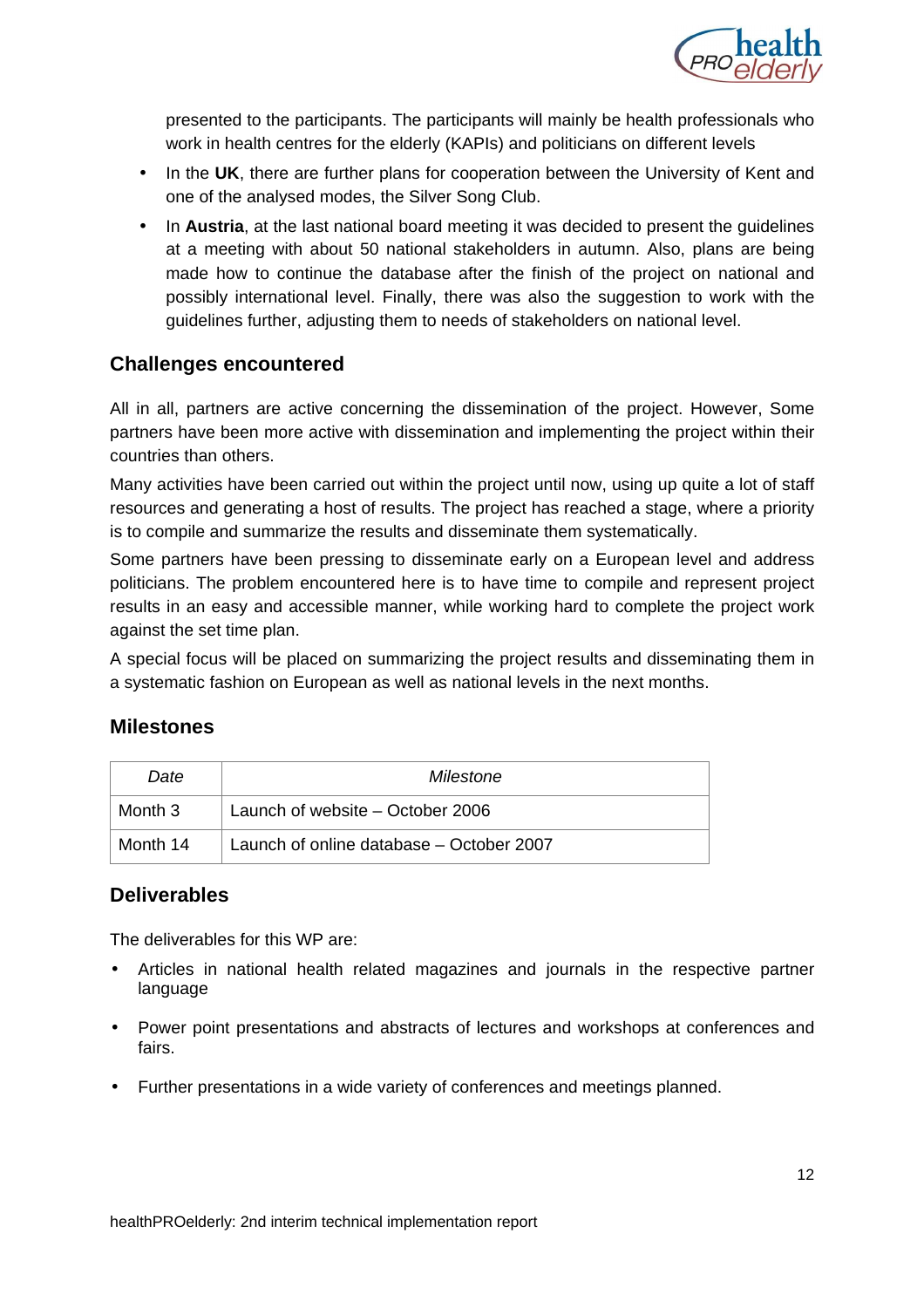presented to the participants. The participants will mainly be health professionals who work in health centres for the elderly (KAPIs) and politicians on different levels

- In the **UK**, there are further plans for cooperation between the University of Kent and one of the analysed modes, the Silver Song Club.
- In **Austria**, at the last national board meeting it was decided to present the guidelines at a meeting with about 50 national stakeholders in autumn. Also, plans are being made how to continue the database after the finish of the project on national and possibly international level. Finally, there was also the suggestion to work with the guidelines further, adjusting them to needs of stakeholders on national level.

## Challenges encountered

All in all, partners are active concerning the dissemination of the project. However, Some partners have been more active with dissemination and implementing the project within their countries than others.

Many activities have been carried out within the project until now, using up quite a lot of staff resources and generating a host of results. The project has reached a stage, where a priority is to compile and summarize the results and disseminate them systematically.

Some partners have been pressing to disseminate early on a European level and address politicians. The problem encountered here is to have time to compile and represent project results in an easy and accessible manner, while working hard to complete the project work against the set time plan.

A special focus will be placed on summarizing the project results and disseminating them in a systematic fashion on European as well as national levels in the next months.

## Milestones

| *Date* | *Milestone* |
|---|---|
| Month 3 | Launch of website – October 2006 |
| Month 14 | Launch of online database – October 2007 |

## Deliverables

The deliverables for this WP are:

- Articles in national health related magazines and journals in the respective partner language
- Power point presentations and abstracts of lectures and workshops at conferences and fairs.
- Further presentations in a wide variety of conferences and meetings planned.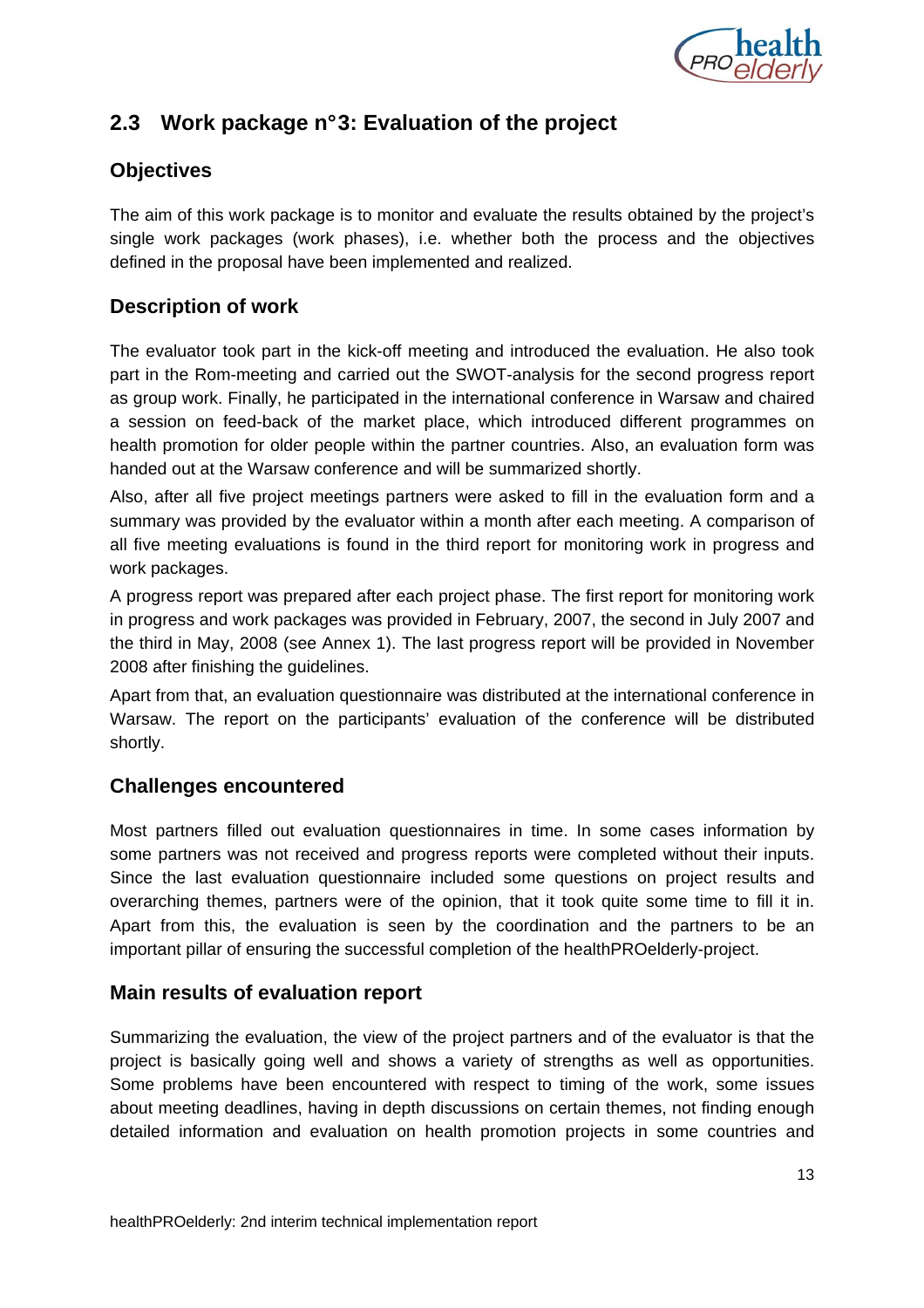## 2.3 Work package n°3: Evaluation of the project

### Objectives

The aim of this work package is to monitor and evaluate the results obtained by the project's single work packages (work phases), i.e. whether both the process and the objectives defined in the proposal have been implemented and realized.

### Description of work

The evaluator took part in the kick-off meeting and introduced the evaluation. He also took part in the Rom-meeting and carried out the SWOT-analysis for the second progress report as group work. Finally, he participated in the international conference in Warsaw and chaired a session on feed-back of the market place, which introduced different programmes on health promotion for older people within the partner countries. Also, an evaluation form was handed out at the Warsaw conference and will be summarized shortly.

Also, after all five project meetings partners were asked to fill in the evaluation form and a summary was provided by the evaluator within a month after each meeting. A comparison of all five meeting evaluations is found in the third report for monitoring work in progress and work packages.

A progress report was prepared after each project phase. The first report for monitoring work in progress and work packages was provided in February, 2007, the second in July 2007 and the third in May, 2008 (see Annex 1). The last progress report will be provided in November 2008 after finishing the guidelines.

Apart from that, an evaluation questionnaire was distributed at the international conference in Warsaw. The report on the participants' evaluation of the conference will be distributed shortly.

### Challenges encountered

Most partners filled out evaluation questionnaires in time. In some cases information by some partners was not received and progress reports were completed without their inputs. Since the last evaluation questionnaire included some questions on project results and overarching themes, partners were of the opinion, that it took quite some time to fill it in. Apart from this, the evaluation is seen by the coordination and the partners to be an important pillar of ensuring the successful completion of the healthPROelderly-project.

### Main results of evaluation report

Summarizing the evaluation, the view of the project partners and of the evaluator is that the project is basically going well and shows a variety of strengths as well as opportunities. Some problems have been encountered with respect to timing of the work, some issues about meeting deadlines, having in depth discussions on certain themes, not finding enough detailed information and evaluation on health promotion projects in some countries and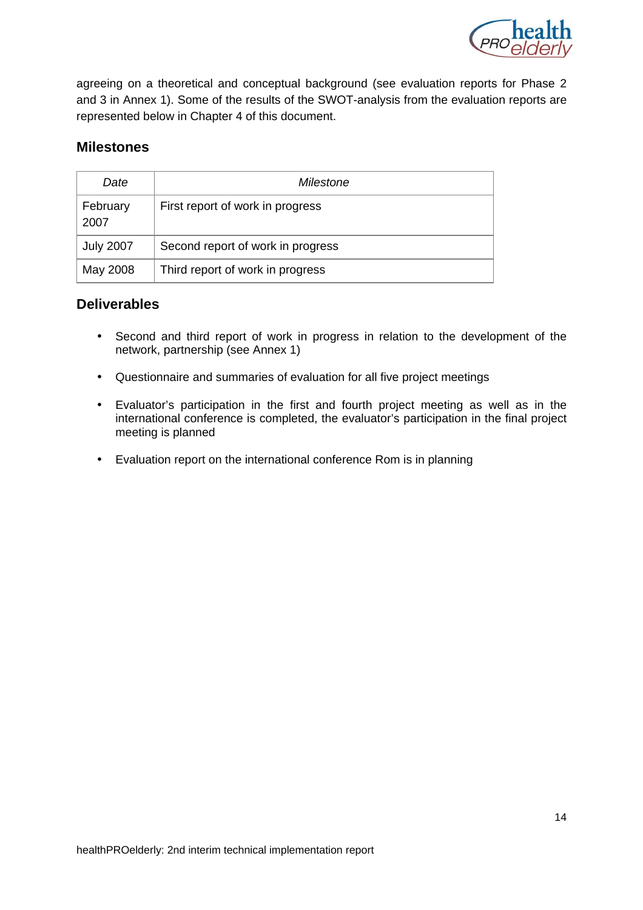agreeing on a theoretical and conceptual background (see evaluation reports for Phase 2 and 3 in Annex 1). Some of the results of the SWOT-analysis from the evaluation reports are represented below in Chapter 4 of this document.

### Milestones

| *Date* | *Milestone* |
|---|---|
| February 2007 | First report of work in progress |
| July 2007 | Second report of work in progress |
| May 2008 | Third report of work in progress |

### Deliverables

- Second and third report of work in progress in relation to the development of the network, partnership (see Annex 1)
- Questionnaire and summaries of evaluation for all five project meetings
- Evaluator's participation in the first and fourth project meeting as well as in the international conference is completed, the evaluator's participation in the final project meeting is planned
- Evaluation report on the international conference Rom is in planning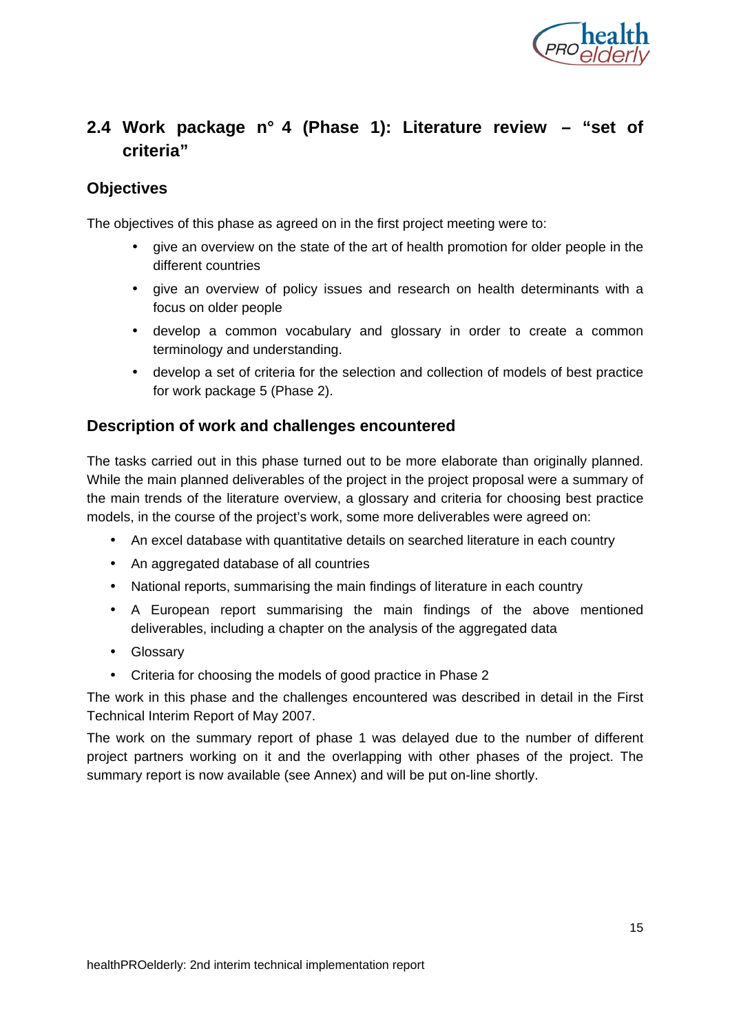## 2.4 Work package n° 4 (Phase 1): Literature review – "set of criteria"

### Objectives

The objectives of this phase as agreed on in the first project meeting were to:

- give an overview on the state of the art of health promotion for older people in the different countries
- give an overview of policy issues and research on health determinants with a focus on older people
- develop a common vocabulary and glossary in order to create a common terminology and understanding.
- develop a set of criteria for the selection and collection of models of best practice for work package 5 (Phase 2).

### Description of work and challenges encountered

The tasks carried out in this phase turned out to be more elaborate than originally planned. While the main planned deliverables of the project in the project proposal were a summary of the main trends of the literature overview, a glossary and criteria for choosing best practice models, in the course of the project's work, some more deliverables were agreed on:

- An excel database with quantitative details on searched literature in each country
- An aggregated database of all countries
- National reports, summarising the main findings of literature in each country
- A European report summarising the main findings of the above mentioned deliverables, including a chapter on the analysis of the aggregated data
- Glossary
- Criteria for choosing the models of good practice in Phase 2

The work in this phase and the challenges encountered was described in detail in the First Technical Interim Report of May 2007.

The work on the summary report of phase 1 was delayed due to the number of different project partners working on it and the overlapping with other phases of the project. The summary report is now available (see Annex) and will be put on-line shortly.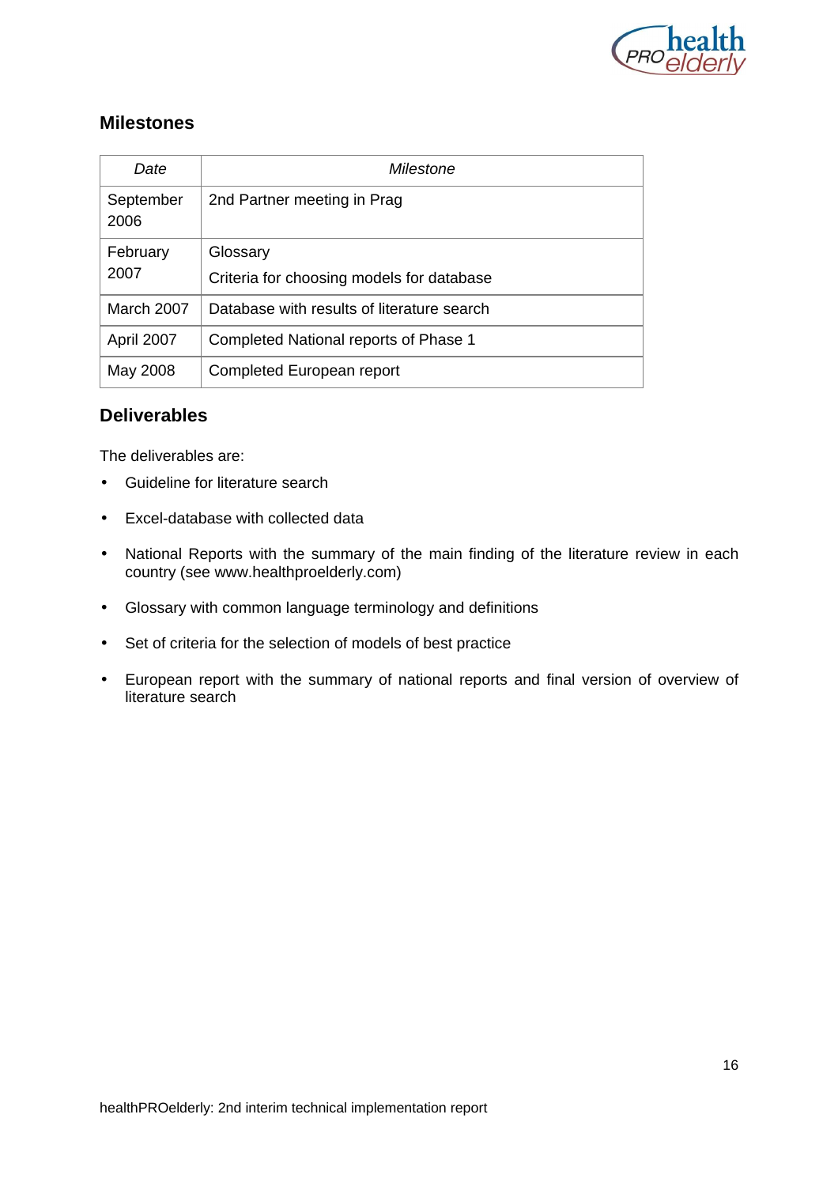## Milestones

| *Date* | *Milestone* |
| --- | --- |
| September 2006 | 2nd Partner meeting in Prag |
| February 2007 | Glossary<br>Criteria for choosing models for database |
| March 2007 | Database with results of literature search |
| April 2007 | Completed National reports of Phase 1 |
| May 2008 | Completed European report |

## Deliverables

The deliverables are:

- Guideline for literature search
- Excel-database with collected data
- National Reports with the summary of the main finding of the literature review in each country (see www.healthproelderly.com)
- Glossary with common language terminology and definitions
- Set of criteria for the selection of models of best practice
- European report with the summary of national reports and final version of overview of literature search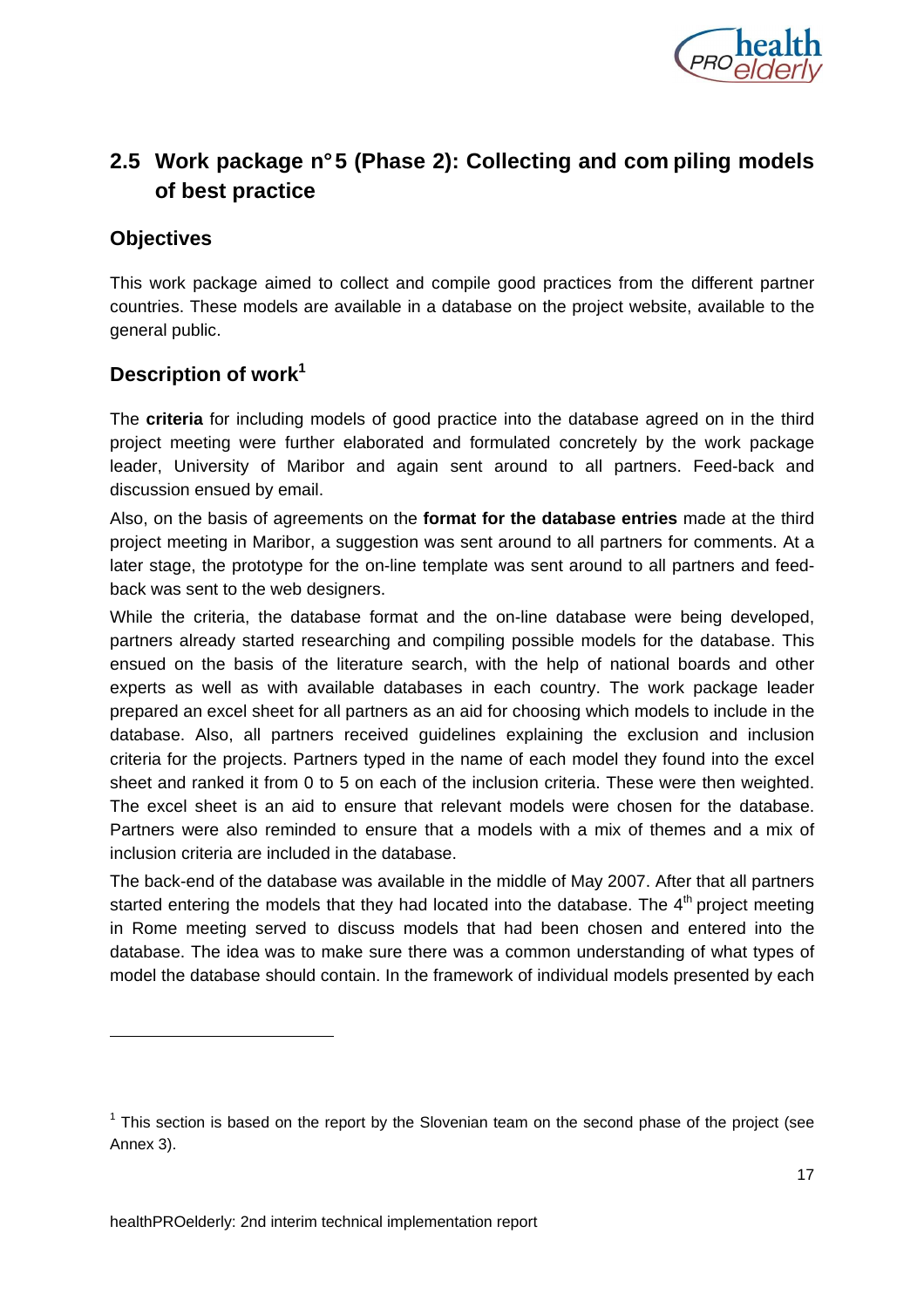## 2.5 Work package n° 5 (Phase 2): Collecting and compiling models of best practice

### Objectives

This work package aimed to collect and compile good practices from the different partner countries. These models are available in a database on the project website, available to the general public.

### Description of work[1]

The **criteria** for including models of good practice into the database agreed on in the third project meeting were further elaborated and formulated concretely by the work package leader, University of Maribor and again sent around to all partners. Feed-back and discussion ensued by email.

Also, on the basis of agreements on the **format for the database entries** made at the third project meeting in Maribor, a suggestion was sent around to all partners for comments. At a later stage, the prototype for the on-line template was sent around to all partners and feed-back was sent to the web designers.

While the criteria, the database format and the on-line database were being developed, partners already started researching and compiling possible models for the database. This ensued on the basis of the literature search, with the help of national boards and other experts as well as with available databases in each country. The work package leader prepared an excel sheet for all partners as an aid for choosing which models to include in the database. Also, all partners received guidelines explaining the exclusion and inclusion criteria for the projects. Partners typed in the name of each model they found into the excel sheet and ranked it from 0 to 5 on each of the inclusion criteria. These were then weighted. The excel sheet is an aid to ensure that relevant models were chosen for the database. Partners were also reminded to ensure that a models with a mix of themes and a mix of inclusion criteria are included in the database.

The back-end of the database was available in the middle of May 2007. After that all partners started entering the models that they had located into the database. The 4th project meeting in Rome meeting served to discuss models that had been chosen and entered into the database. The idea was to make sure there was a common understanding of what types of model the database should contain. In the framework of individual models presented by each

[1] This section is based on the report by the Slovenian team on the second phase of the project (see Annex 3).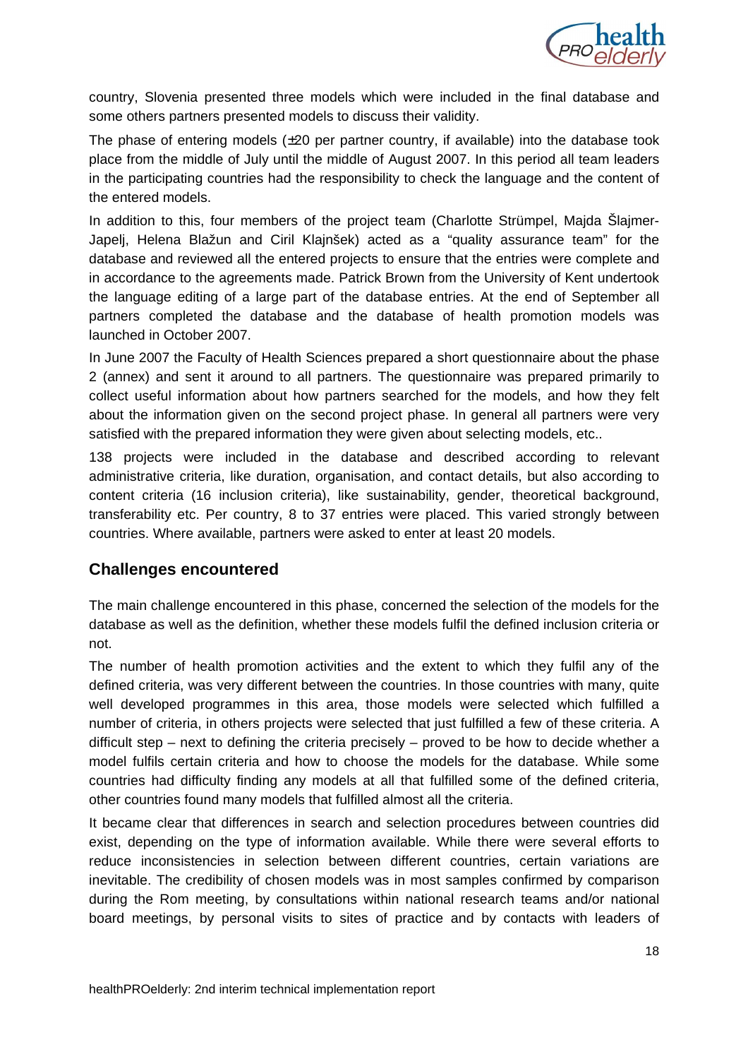country, Slovenia presented three models which were included in the final database and some others partners presented models to discuss their validity.

The phase of entering models (±20 per partner country, if available) into the database took place from the middle of July until the middle of August 2007. In this period all team leaders in the participating countries had the responsibility to check the language and the content of the entered models.

In addition to this, four members of the project team (Charlotte Strümpel, Majda Šlajmer-Japelj, Helena Blažun and Ciril Klajnšek) acted as a "quality assurance team" for the database and reviewed all the entered projects to ensure that the entries were complete and in accordance to the agreements made. Patrick Brown from the University of Kent undertook the language editing of a large part of the database entries. At the end of September all partners completed the database and the database of health promotion models was launched in October 2007.

In June 2007 the Faculty of Health Sciences prepared a short questionnaire about the phase 2 (annex) and sent it around to all partners. The questionnaire was prepared primarily to collect useful information about how partners searched for the models, and how they felt about the information given on the second project phase. In general all partners were very satisfied with the prepared information they were given about selecting models, etc..

138 projects were included in the database and described according to relevant administrative criteria, like duration, organisation, and contact details, but also according to content criteria (16 inclusion criteria), like sustainability, gender, theoretical background, transferability etc. Per country, 8 to 37 entries were placed. This varied strongly between countries. Where available, partners were asked to enter at least 20 models.

## Challenges encountered

The main challenge encountered in this phase, concerned the selection of the models for the database as well as the definition, whether these models fulfil the defined inclusion criteria or not.

The number of health promotion activities and the extent to which they fulfil any of the defined criteria, was very different between the countries. In those countries with many, quite well developed programmes in this area, those models were selected which fulfilled a number of criteria, in others projects were selected that just fulfilled a few of these criteria. A difficult step – next to defining the criteria precisely – proved to be how to decide whether a model fulfils certain criteria and how to choose the models for the database. While some countries had difficulty finding any models at all that fulfilled some of the defined criteria, other countries found many models that fulfilled almost all the criteria.

It became clear that differences in search and selection procedures between countries did exist, depending on the type of information available. While there were several efforts to reduce inconsistencies in selection between different countries, certain variations are inevitable. The credibility of chosen models was in most samples confirmed by comparison during the Rom meeting, by consultations within national research teams and/or national board meetings, by personal visits to sites of practice and by contacts with leaders of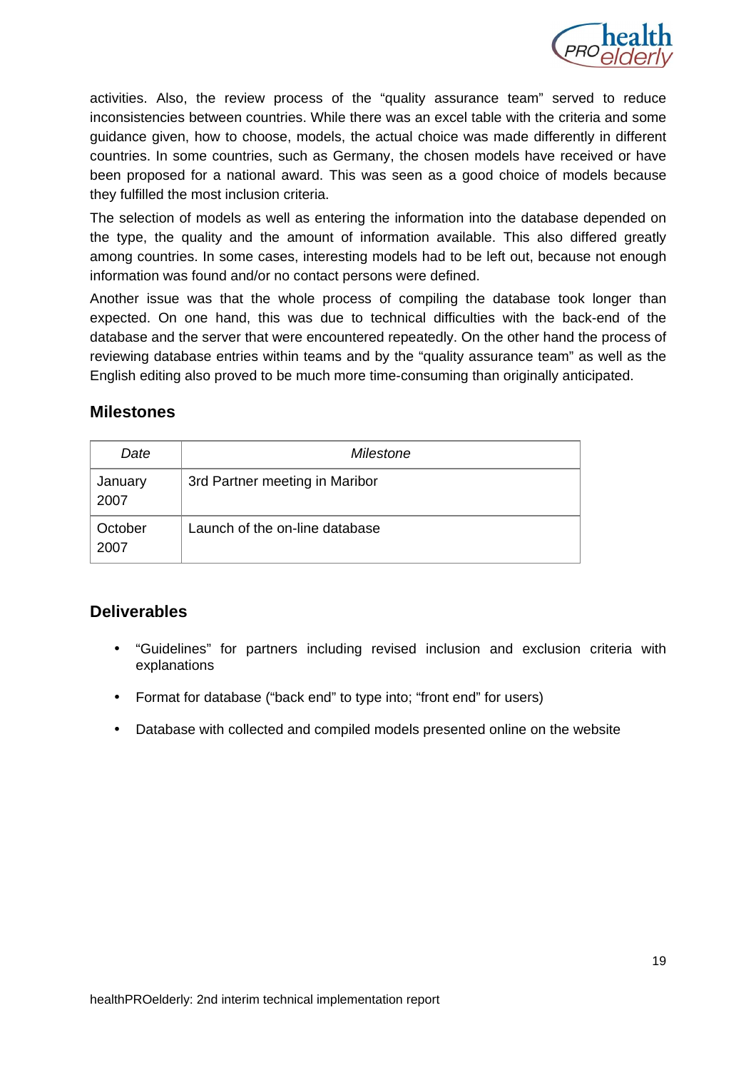activities. Also, the review process of the “quality assurance team” served to reduce inconsistencies between countries. While there was an excel table with the criteria and some guidance given, how to choose, models, the actual choice was made differently in different countries. In some countries, such as Germany, the chosen models have received or have been proposed for a national award. This was seen as a good choice of models because they fulfilled the most inclusion criteria.

The selection of models as well as entering the information into the database depended on the type, the quality and the amount of information available. This also differed greatly among countries. In some cases, interesting models had to be left out, because not enough information was found and/or no contact persons were defined.

Another issue was that the whole process of compiling the database took longer than expected. On one hand, this was due to technical difficulties with the back-end of the database and the server that were encountered repeatedly. On the other hand the process of reviewing database entries within teams and by the “quality assurance team” as well as the English editing also proved to be much more time-consuming than originally anticipated.

## Milestones

| *Date* | *Milestone* |
|---|---|
| January 2007 | 3rd Partner meeting in Maribor |
| October 2007 | Launch of the on-line database |

## Deliverables

- “Guidelines” for partners including revised inclusion and exclusion criteria with explanations
- Format for database (“back end” to type into; “front end” for users)
- Database with collected and compiled models presented online on the website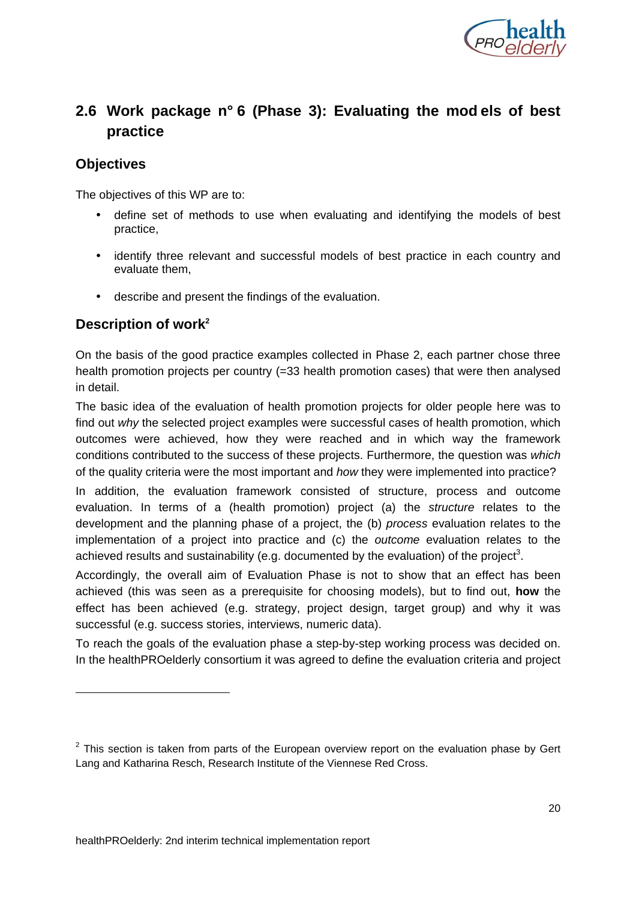## 2.6 Work package n° 6 (Phase 3): Evaluating the models of best practice

### Objectives

The objectives of this WP are to:

- define set of methods to use when evaluating and identifying the models of best practice,
- identify three relevant and successful models of best practice in each country and evaluate them,
- describe and present the findings of the evaluation.

### Description of work[2]

On the basis of the good practice examples collected in Phase 2, each partner chose three health promotion projects per country (=33 health promotion cases) that were then analysed in detail.

The basic idea of the evaluation of health promotion projects for older people here was to find out *why* the selected project examples were successful cases of health promotion, which outcomes were achieved, how they were reached and in which way the framework conditions contributed to the success of these projects. Furthermore, the question was *which* of the quality criteria were the most important and *how* they were implemented into practice?

In addition, the evaluation framework consisted of structure, process and outcome evaluation. In terms of a (health promotion) project (a) the *structure* relates to the development and the planning phase of a project, the (b) *process* evaluation relates to the implementation of a project into practice and (c) the *outcome* evaluation relates to the achieved results and sustainability (e.g. documented by the evaluation) of the project[3].

Accordingly, the overall aim of Evaluation Phase is not to show that an effect has been achieved (this was seen as a prerequisite for choosing models), but to find out, **how** the effect has been achieved (e.g. strategy, project design, target group) and why it was successful (e.g. success stories, interviews, numeric data).

To reach the goals of the evaluation phase a step-by-step working process was decided on. In the healthPROelderly consortium it was agreed to define the evaluation criteria and project

---

[2] This section is taken from parts of the European overview report on the evaluation phase by Gert Lang and Katharina Resch, Research Institute of the Viennese Red Cross.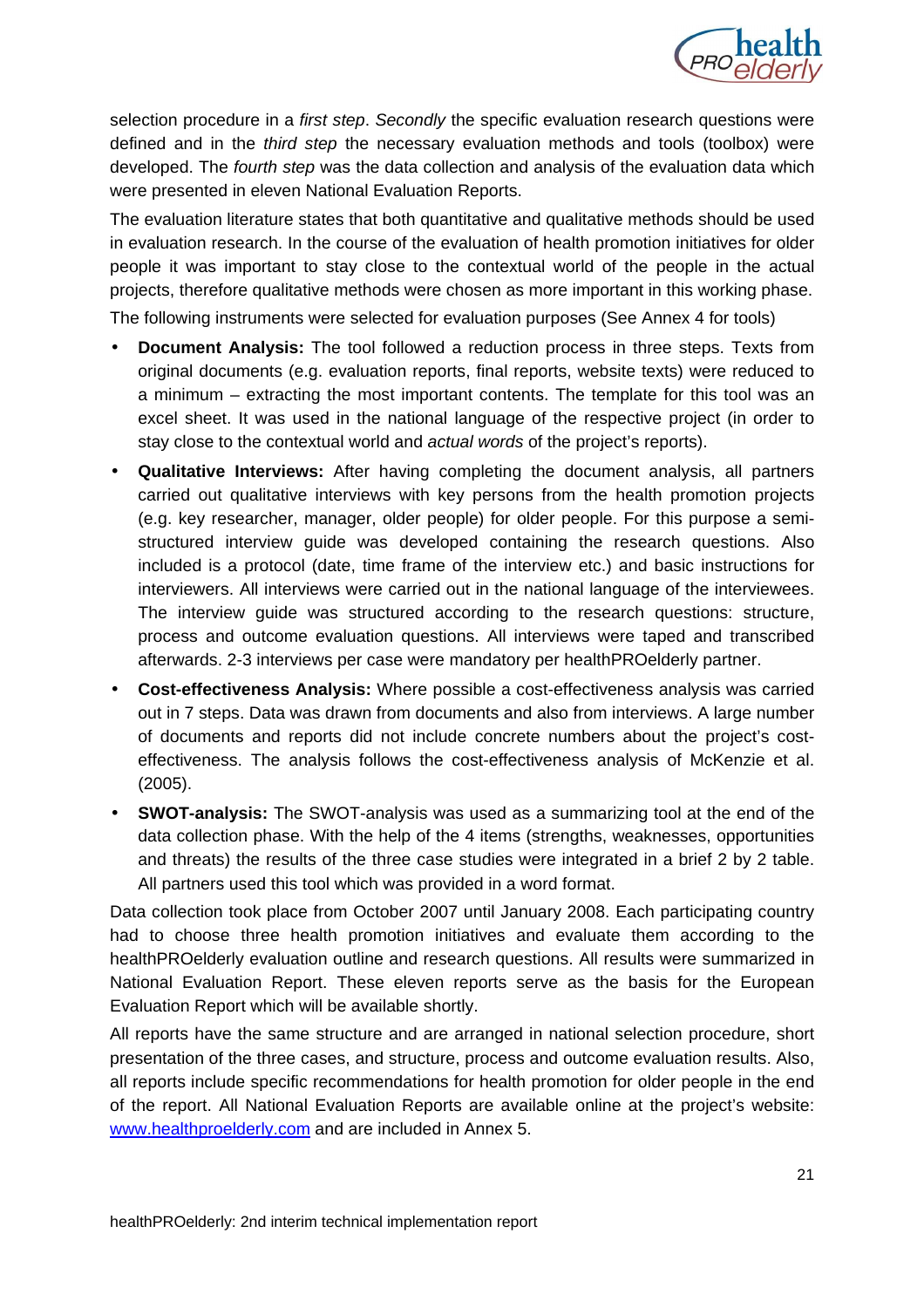selection procedure in a *first step*. *Secondly* the specific evaluation research questions were defined and in the *third step* the necessary evaluation methods and tools (toolbox) were developed. The *fourth step* was the data collection and analysis of the evaluation data which were presented in eleven National Evaluation Reports.

The evaluation literature states that both quantitative and qualitative methods should be used in evaluation research. In the course of the evaluation of health promotion initiatives for older people it was important to stay close to the contextual world of the people in the actual projects, therefore qualitative methods were chosen as more important in this working phase.

The following instruments were selected for evaluation purposes (See Annex 4 for tools)

- **Document Analysis:** The tool followed a reduction process in three steps. Texts from original documents (e.g. evaluation reports, final reports, website texts) were reduced to a minimum – extracting the most important contents. The template for this tool was an excel sheet. It was used in the national language of the respective project (in order to stay close to the contextual world and *actual words* of the project's reports).
- **Qualitative Interviews:** After having completing the document analysis, all partners carried out qualitative interviews with key persons from the health promotion projects (e.g. key researcher, manager, older people) for older people. For this purpose a semi-structured interview guide was developed containing the research questions. Also included is a protocol (date, time frame of the interview etc.) and basic instructions for interviewers. All interviews were carried out in the national language of the interviewees. The interview guide was structured according to the research questions: structure, process and outcome evaluation questions. All interviews were taped and transcribed afterwards. 2-3 interviews per case were mandatory per healthPROelderly partner.
- **Cost-effectiveness Analysis:** Where possible a cost-effectiveness analysis was carried out in 7 steps. Data was drawn from documents and also from interviews. A large number of documents and reports did not include concrete numbers about the project's cost-effectiveness. The analysis follows the cost-effectiveness analysis of McKenzie et al. (2005).
- **SWOT-analysis:** The SWOT-analysis was used as a summarizing tool at the end of the data collection phase. With the help of the 4 items (strengths, weaknesses, opportunities and threats) the results of the three case studies were integrated in a brief 2 by 2 table. All partners used this tool which was provided in a word format.

Data collection took place from October 2007 until January 2008. Each participating country had to choose three health promotion initiatives and evaluate them according to the healthPROelderly evaluation outline and research questions. All results were summarized in National Evaluation Report. These eleven reports serve as the basis for the European Evaluation Report which will be available shortly.

All reports have the same structure and are arranged in national selection procedure, short presentation of the three cases, and structure, process and outcome evaluation results. Also, all reports include specific recommendations for health promotion for older people in the end of the report. All National Evaluation Reports are available online at the project's website: [www.healthproelderly.com](www.healthproelderly.com) and are included in Annex 5.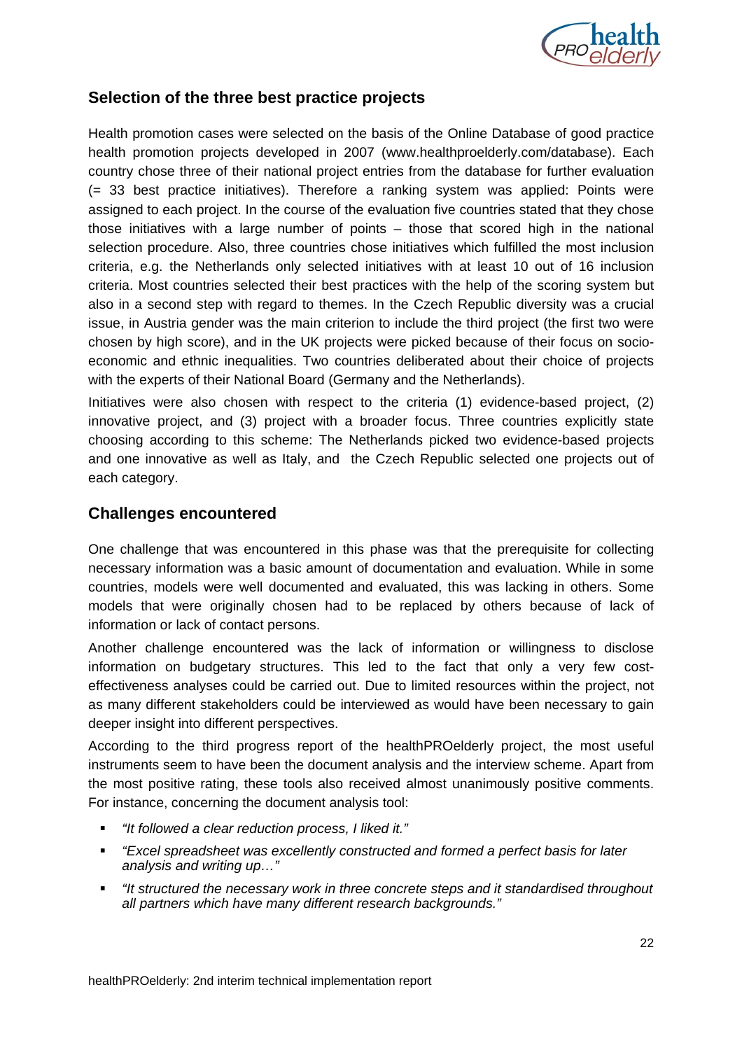## Selection of the three best practice projects

Health promotion cases were selected on the basis of the Online Database of good practice health promotion projects developed in 2007 (www.healthproelderly.com/database). Each country chose three of their national project entries from the database for further evaluation (= 33 best practice initiatives). Therefore a ranking system was applied: Points were assigned to each project. In the course of the evaluation five countries stated that they chose those initiatives with a large number of points – those that scored high in the national selection procedure. Also, three countries chose initiatives which fulfilled the most inclusion criteria, e.g. the Netherlands only selected initiatives with at least 10 out of 16 inclusion criteria. Most countries selected their best practices with the help of the scoring system but also in a second step with regard to themes. In the Czech Republic diversity was a crucial issue, in Austria gender was the main criterion to include the third project (the first two were chosen by high score), and in the UK projects were picked because of their focus on socio-economic and ethnic inequalities. Two countries deliberated about their choice of projects with the experts of their National Board (Germany and the Netherlands).

Initiatives were also chosen with respect to the criteria (1) evidence-based project, (2) innovative project, and (3) project with a broader focus. Three countries explicitly state choosing according to this scheme: The Netherlands picked two evidence-based projects and one innovative as well as Italy, and the Czech Republic selected one projects out of each category.

## Challenges encountered

One challenge that was encountered in this phase was that the prerequisite for collecting necessary information was a basic amount of documentation and evaluation. While in some countries, models were well documented and evaluated, this was lacking in others. Some models that were originally chosen had to be replaced by others because of lack of information or lack of contact persons.

Another challenge encountered was the lack of information or willingness to disclose information on budgetary structures. This led to the fact that only a very few cost-effectiveness analyses could be carried out. Due to limited resources within the project, not as many different stakeholders could be interviewed as would have been necessary to gain deeper insight into different perspectives.

According to the third progress report of the healthPROelderly project, the most useful instruments seem to have been the document analysis and the interview scheme. Apart from the most positive rating, these tools also received almost unanimously positive comments. For instance, concerning the document analysis tool:

- *"It followed a clear reduction process, I liked it."*
- *"Excel spreadsheet was excellently constructed and formed a perfect basis for later analysis and writing up…"*
- *"It structured the necessary work in three concrete steps and it standardised throughout all partners which have many different research backgrounds."*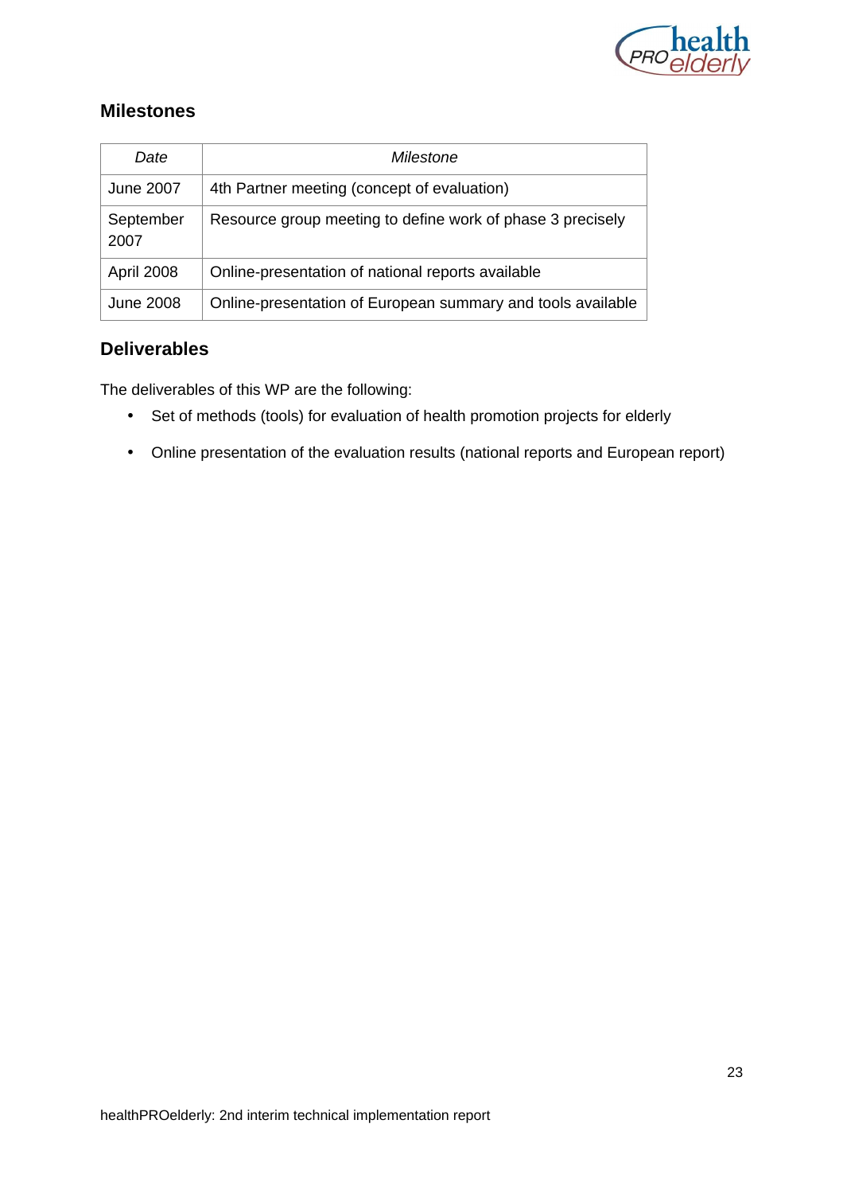## Milestones

| *Date* | *Milestone* |
|---|---|
| June 2007 | 4th Partner meeting (concept of evaluation) |
| September 2007 | Resource group meeting to define work of phase 3 precisely |
| April 2008 | Online-presentation of national reports available |
| June 2008 | Online-presentation of European summary and tools available |

## Deliverables

The deliverables of this WP are the following:

- Set of methods (tools) for evaluation of health promotion projects for elderly
- Online presentation of the evaluation results (national reports and European report)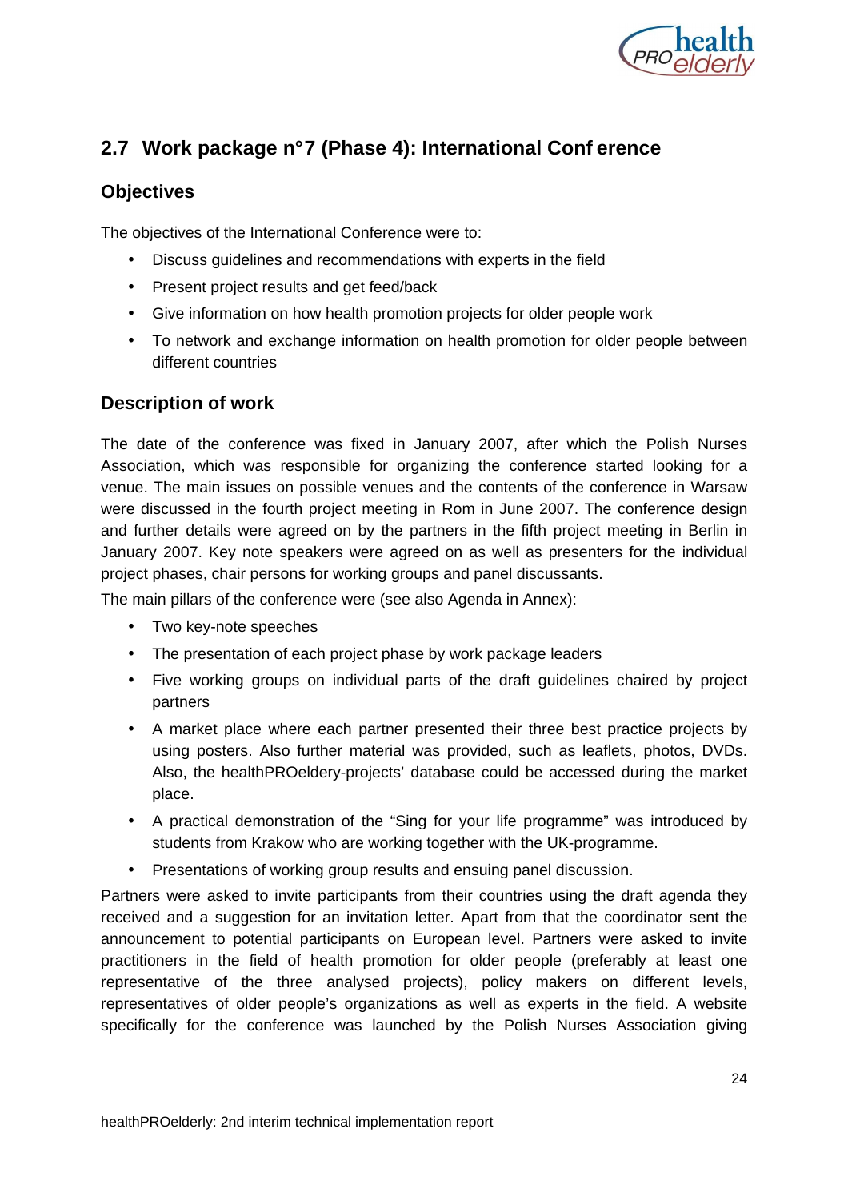## 2.7 Work package n°7 (Phase 4): International Conf erence

### Objectives

The objectives of the International Conference were to:

- Discuss guidelines and recommendations with experts in the field
- Present project results and get feed/back
- Give information on how health promotion projects for older people work
- To network and exchange information on health promotion for older people between different countries

### Description of work

The date of the conference was fixed in January 2007, after which the Polish Nurses Association, which was responsible for organizing the conference started looking for a venue. The main issues on possible venues and the contents of the conference in Warsaw were discussed in the fourth project meeting in Rom in June 2007. The conference design and further details were agreed on by the partners in the fifth project meeting in Berlin in January 2007. Key note speakers were agreed on as well as presenters for the individual project phases, chair persons for working groups and panel discussants.

The main pillars of the conference were (see also Agenda in Annex):

- Two key-note speeches
- The presentation of each project phase by work package leaders
- Five working groups on individual parts of the draft guidelines chaired by project partners
- A market place where each partner presented their three best practice projects by using posters. Also further material was provided, such as leaflets, photos, DVDs. Also, the healthPROeldery-projects' database could be accessed during the market place.
- A practical demonstration of the "Sing for your life programme" was introduced by students from Krakow who are working together with the UK-programme.
- Presentations of working group results and ensuing panel discussion.

Partners were asked to invite participants from their countries using the draft agenda they received and a suggestion for an invitation letter. Apart from that the coordinator sent the announcement to potential participants on European level. Partners were asked to invite practitioners in the field of health promotion for older people (preferably at least one representative of the three analysed projects), policy makers on different levels, representatives of older people's organizations as well as experts in the field. A website specifically for the conference was launched by the Polish Nurses Association giving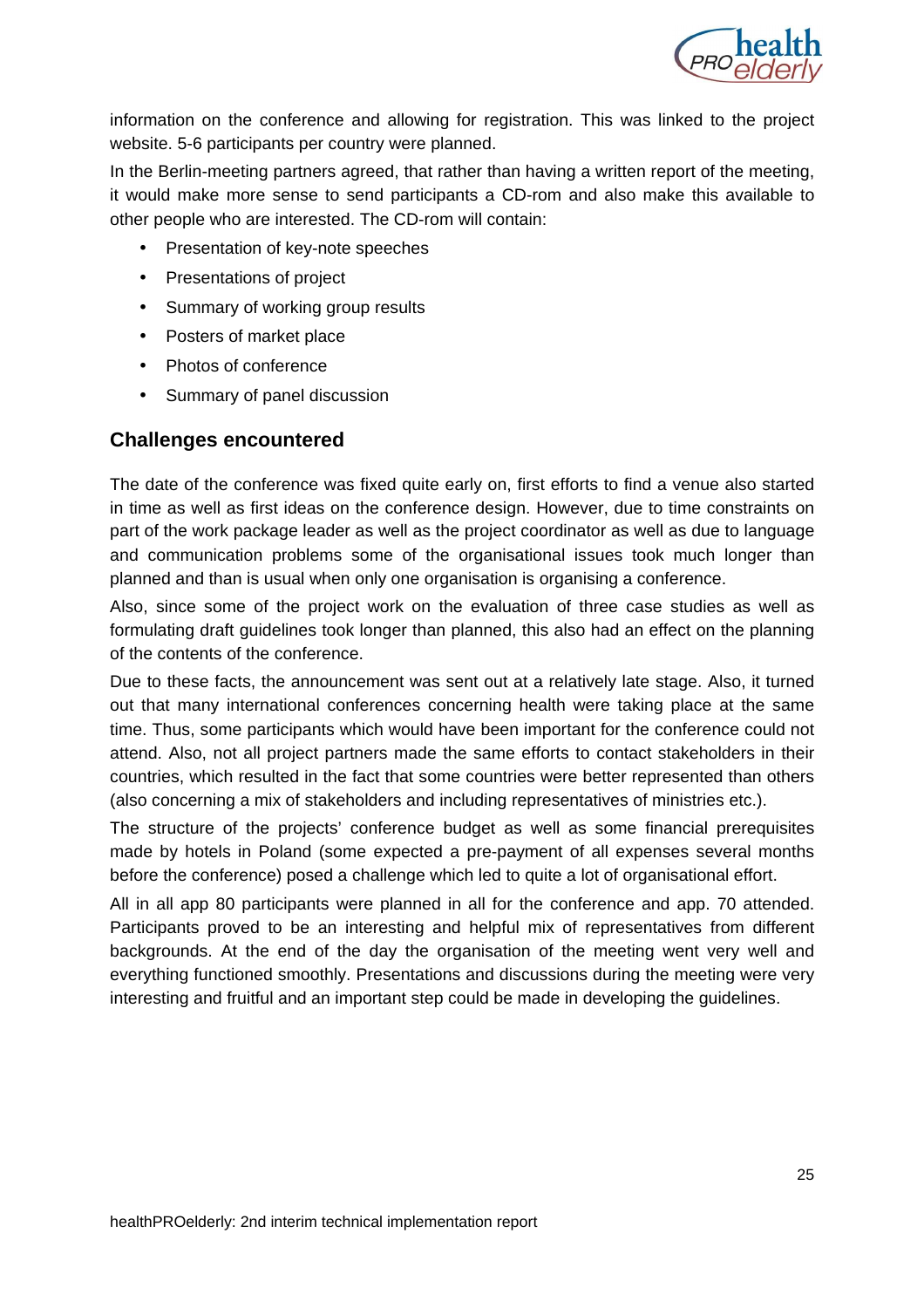information on the conference and allowing for registration. This was linked to the project website. 5-6 participants per country were planned.

In the Berlin-meeting partners agreed, that rather than having a written report of the meeting, it would make more sense to send participants a CD-rom and also make this available to other people who are interested. The CD-rom will contain:

- Presentation of key-note speeches
- Presentations of project
- Summary of working group results
- Posters of market place
- Photos of conference
- Summary of panel discussion

## Challenges encountered

The date of the conference was fixed quite early on, first efforts to find a venue also started in time as well as first ideas on the conference design. However, due to time constraints on part of the work package leader as well as the project coordinator as well as due to language and communication problems some of the organisational issues took much longer than planned and than is usual when only one organisation is organising a conference.

Also, since some of the project work on the evaluation of three case studies as well as formulating draft guidelines took longer than planned, this also had an effect on the planning of the contents of the conference.

Due to these facts, the announcement was sent out at a relatively late stage. Also, it turned out that many international conferences concerning health were taking place at the same time. Thus, some participants which would have been important for the conference could not attend. Also, not all project partners made the same efforts to contact stakeholders in their countries, which resulted in the fact that some countries were better represented than others (also concerning a mix of stakeholders and including representatives of ministries etc.).

The structure of the projects' conference budget as well as some financial prerequisites made by hotels in Poland (some expected a pre-payment of all expenses several months before the conference) posed a challenge which led to quite a lot of organisational effort.

All in all app 80 participants were planned in all for the conference and app. 70 attended. Participants proved to be an interesting and helpful mix of representatives from different backgrounds. At the end of the day the organisation of the meeting went very well and everything functioned smoothly. Presentations and discussions during the meeting were very interesting and fruitful and an important step could be made in developing the guidelines.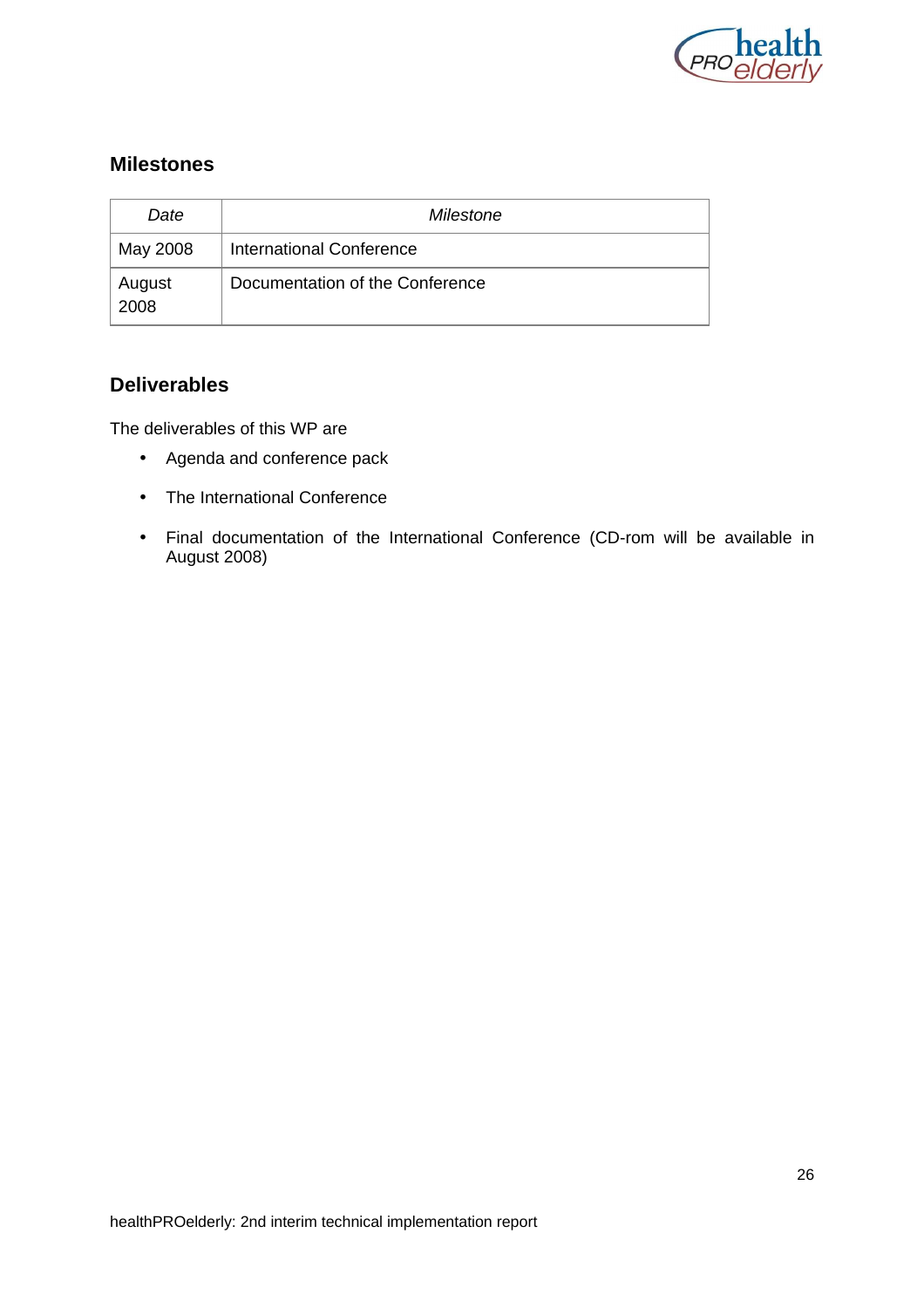## Milestones

| *Date* | *Milestone* |
|---|---|
| May 2008 | International Conference |
| August 2008 | Documentation of the Conference |

## Deliverables

The deliverables of this WP are

- Agenda and conference pack
- The International Conference
- Final documentation of the International Conference (CD-rom will be available in August 2008)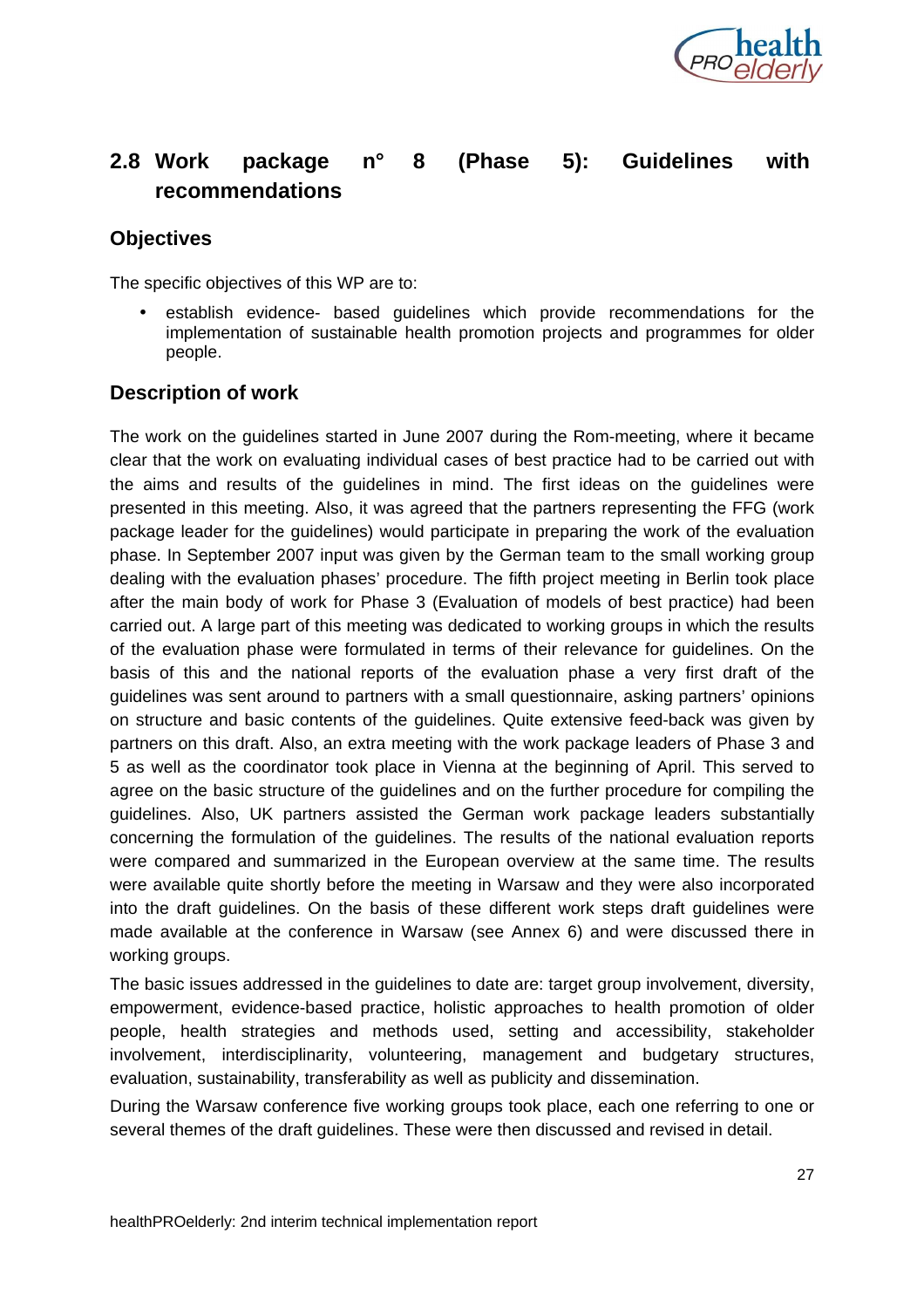## 2.8 Work package n° 8 (Phase 5): Guidelines with recommendations

### Objectives

The specific objectives of this WP are to:

- establish evidence- based guidelines which provide recommendations for the implementation of sustainable health promotion projects and programmes for older people.

### Description of work

The work on the guidelines started in June 2007 during the Rom-meeting, where it became clear that the work on evaluating individual cases of best practice had to be carried out with the aims and results of the guidelines in mind. The first ideas on the guidelines were presented in this meeting. Also, it was agreed that the partners representing the FFG (work package leader for the guidelines) would participate in preparing the work of the evaluation phase. In September 2007 input was given by the German team to the small working group dealing with the evaluation phases' procedure. The fifth project meeting in Berlin took place after the main body of work for Phase 3 (Evaluation of models of best practice) had been carried out. A large part of this meeting was dedicated to working groups in which the results of the evaluation phase were formulated in terms of their relevance for guidelines. On the basis of this and the national reports of the evaluation phase a very first draft of the guidelines was sent around to partners with a small questionnaire, asking partners' opinions on structure and basic contents of the guidelines. Quite extensive feed-back was given by partners on this draft. Also, an extra meeting with the work package leaders of Phase 3 and 5 as well as the coordinator took place in Vienna at the beginning of April. This served to agree on the basic structure of the guidelines and on the further procedure for compiling the guidelines. Also, UK partners assisted the German work package leaders substantially concerning the formulation of the guidelines. The results of the national evaluation reports were compared and summarized in the European overview at the same time. The results were available quite shortly before the meeting in Warsaw and they were also incorporated into the draft guidelines. On the basis of these different work steps draft guidelines were made available at the conference in Warsaw (see Annex 6) and were discussed there in working groups.

The basic issues addressed in the guidelines to date are: target group involvement, diversity, empowerment, evidence-based practice, holistic approaches to health promotion of older people, health strategies and methods used, setting and accessibility, stakeholder involvement, interdisciplinarity, volunteering, management and budgetary structures, evaluation, sustainability, transferability as well as publicity and dissemination.

During the Warsaw conference five working groups took place, each one referring to one or several themes of the draft guidelines. These were then discussed and revised in detail.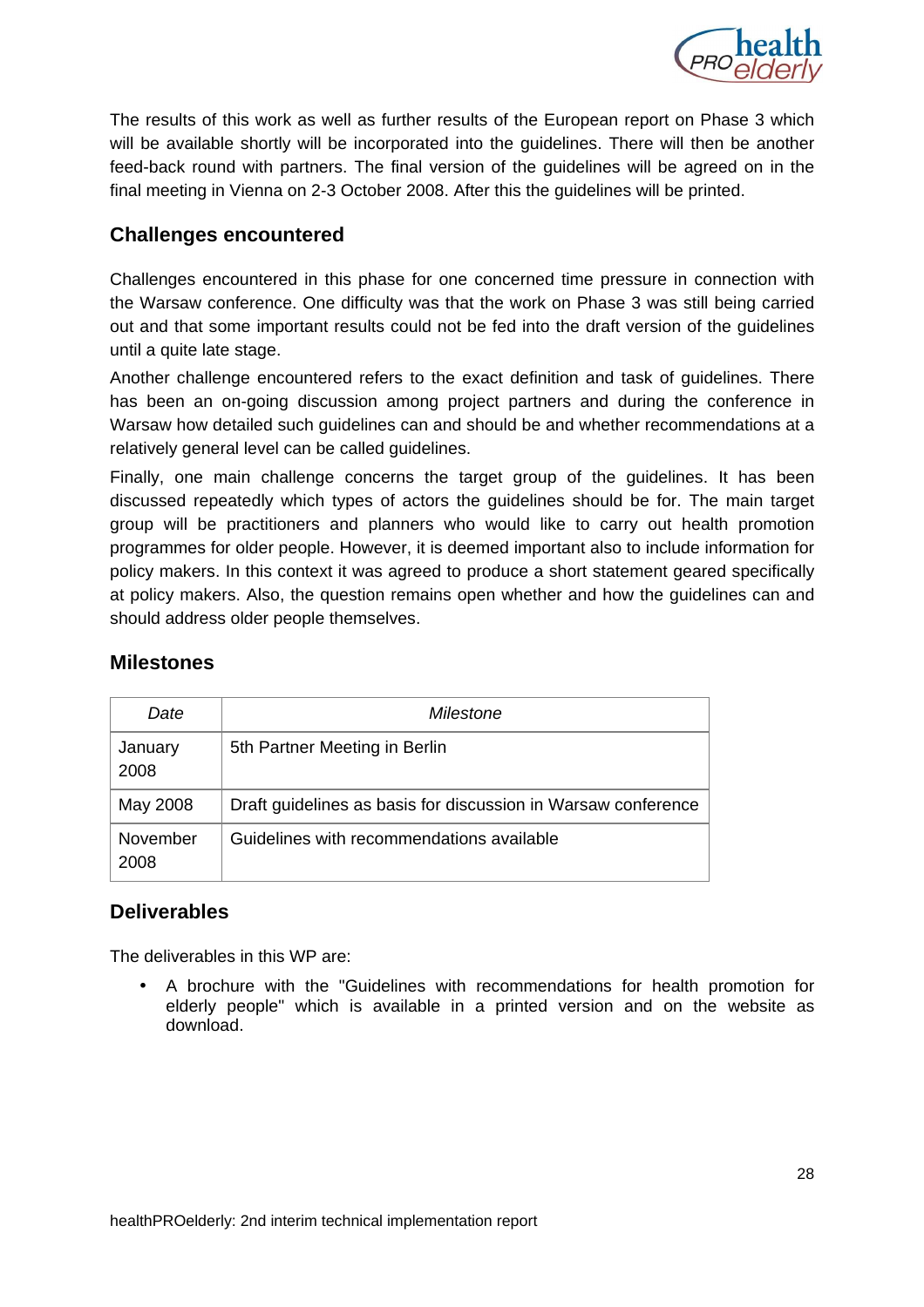The results of this work as well as further results of the European report on Phase 3 which will be available shortly will be incorporated into the guidelines. There will then be another feed-back round with partners. The final version of the guidelines will be agreed on in the final meeting in Vienna on 2-3 October 2008. After this the guidelines will be printed.

## Challenges encountered

Challenges encountered in this phase for one concerned time pressure in connection with the Warsaw conference. One difficulty was that the work on Phase 3 was still being carried out and that some important results could not be fed into the draft version of the guidelines until a quite late stage.

Another challenge encountered refers to the exact definition and task of guidelines. There has been an on-going discussion among project partners and during the conference in Warsaw how detailed such guidelines can and should be and whether recommendations at a relatively general level can be called guidelines.

Finally, one main challenge concerns the target group of the guidelines. It has been discussed repeatedly which types of actors the guidelines should be for. The main target group will be practitioners and planners who would like to carry out health promotion programmes for older people. However, it is deemed important also to include information for policy makers. In this context it was agreed to produce a short statement geared specifically at policy makers. Also, the question remains open whether and how the guidelines can and should address older people themselves.

## Milestones

| *Date* | *Milestone* |
| --- | --- |
| January 2008 | 5th Partner Meeting in Berlin |
| May 2008 | Draft guidelines as basis for discussion in Warsaw conference |
| November 2008 | Guidelines with recommendations available |

## Deliverables

The deliverables in this WP are:

- A brochure with the "Guidelines with recommendations for health promotion for elderly people" which is available in a printed version and on the website as download.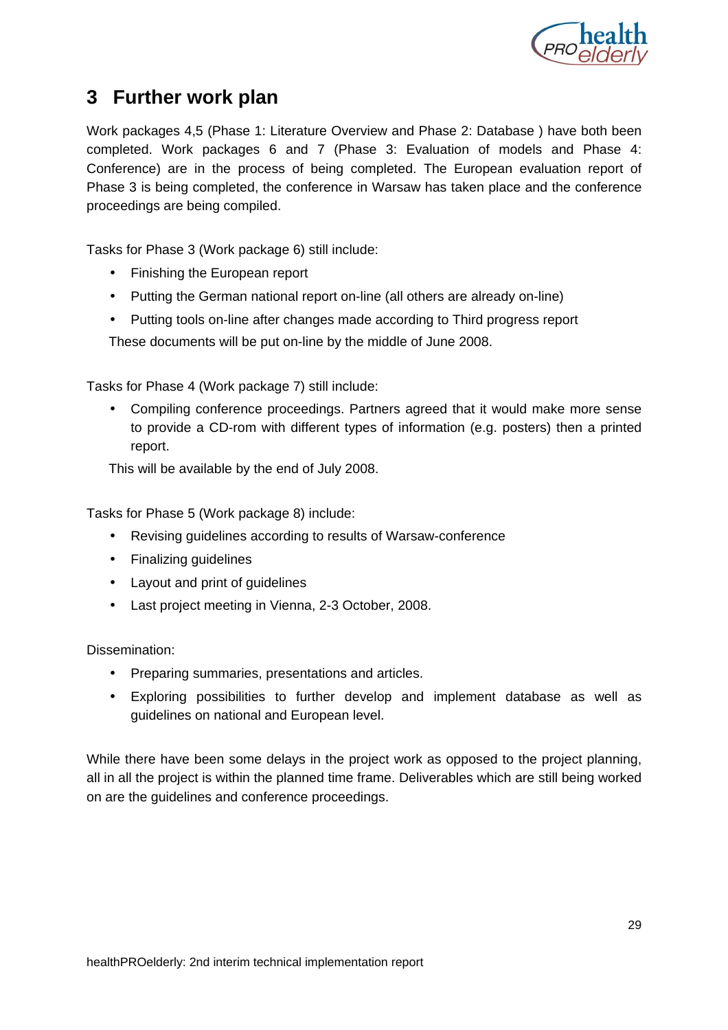# 3 Further work plan

Work packages 4,5 (Phase 1: Literature Overview and Phase 2: Database ) have both been completed. Work packages 6 and 7 (Phase 3: Evaluation of models and Phase 4: Conference) are in the process of being completed. The European evaluation report of Phase 3 is being completed, the conference in Warsaw has taken place and the conference proceedings are being compiled.

Tasks for Phase 3 (Work package 6) still include:

- Finishing the European report
- Putting the German national report on-line (all others are already on-line)
- Putting tools on-line after changes made according to Third progress report

These documents will be put on-line by the middle of June 2008.

Tasks for Phase 4 (Work package 7) still include:

- Compiling conference proceedings. Partners agreed that it would make more sense to provide a CD-rom with different types of information (e.g. posters) then a printed report.

This will be available by the end of July 2008.

Tasks for Phase 5 (Work package 8) include:

- Revising guidelines according to results of Warsaw-conference
- Finalizing guidelines
- Layout and print of guidelines
- Last project meeting in Vienna, 2-3 October, 2008.

Dissemination:

- Preparing summaries, presentations and articles.
- Exploring possibilities to further develop and implement database as well as guidelines on national and European level.

While there have been some delays in the project work as opposed to the project planning, all in all the project is within the planned time frame. Deliverables which are still being worked on are the guidelines and conference proceedings.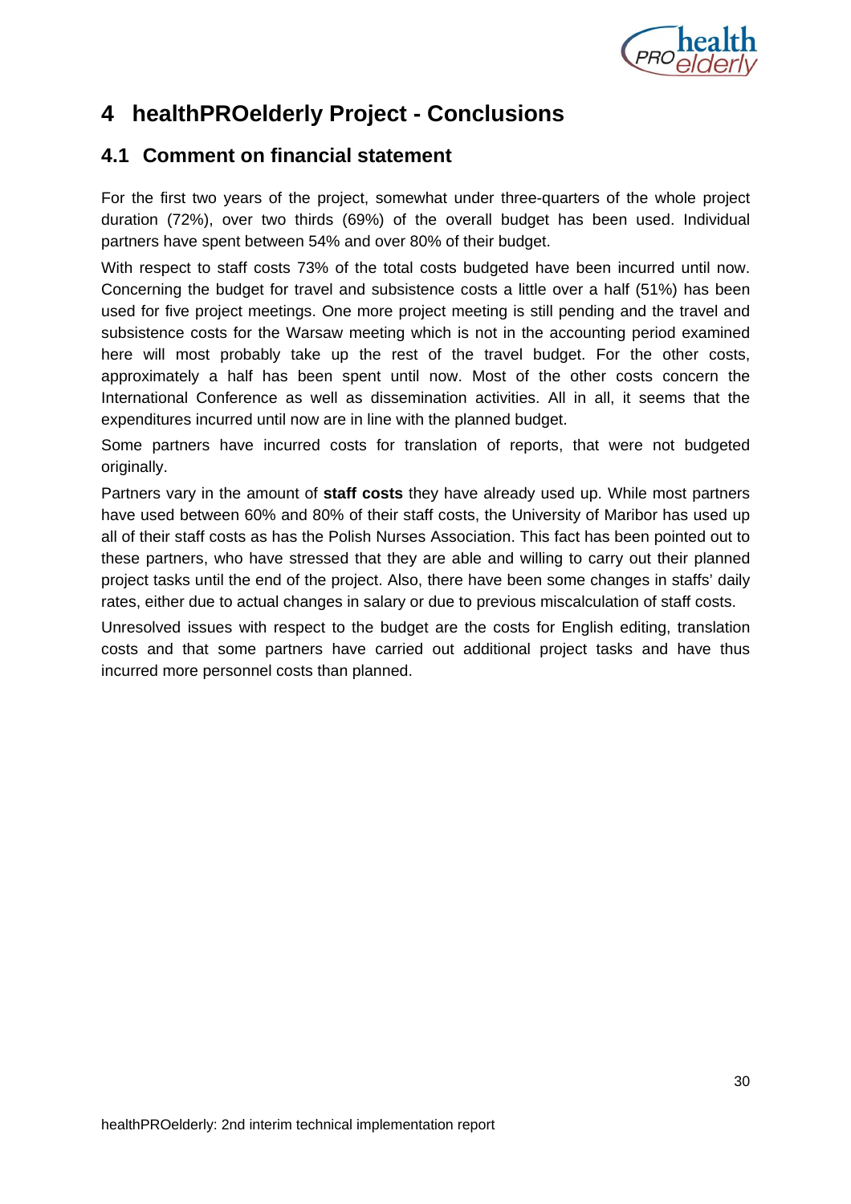# 4 healthPROelderly Project - Conclusions

## 4.1 Comment on financial statement

For the first two years of the project, somewhat under three-quarters of the whole project duration (72%), over two thirds (69%) of the overall budget has been used. Individual partners have spent between 54% and over 80% of their budget.

With respect to staff costs 73% of the total costs budgeted have been incurred until now. Concerning the budget for travel and subsistence costs a little over a half (51%) has been used for five project meetings. One more project meeting is still pending and the travel and subsistence costs for the Warsaw meeting which is not in the accounting period examined here will most probably take up the rest of the travel budget. For the other costs, approximately a half has been spent until now. Most of the other costs concern the International Conference as well as dissemination activities. All in all, it seems that the expenditures incurred until now are in line with the planned budget.

Some partners have incurred costs for translation of reports, that were not budgeted originally.

Partners vary in the amount of **staff costs** they have already used up. While most partners have used between 60% and 80% of their staff costs, the University of Maribor has used up all of their staff costs as has the Polish Nurses Association. This fact has been pointed out to these partners, who have stressed that they are able and willing to carry out their planned project tasks until the end of the project. Also, there have been some changes in staffs' daily rates, either due to actual changes in salary or due to previous miscalculation of staff costs.

Unresolved issues with respect to the budget are the costs for English editing, translation costs and that some partners have carried out additional project tasks and have thus incurred more personnel costs than planned.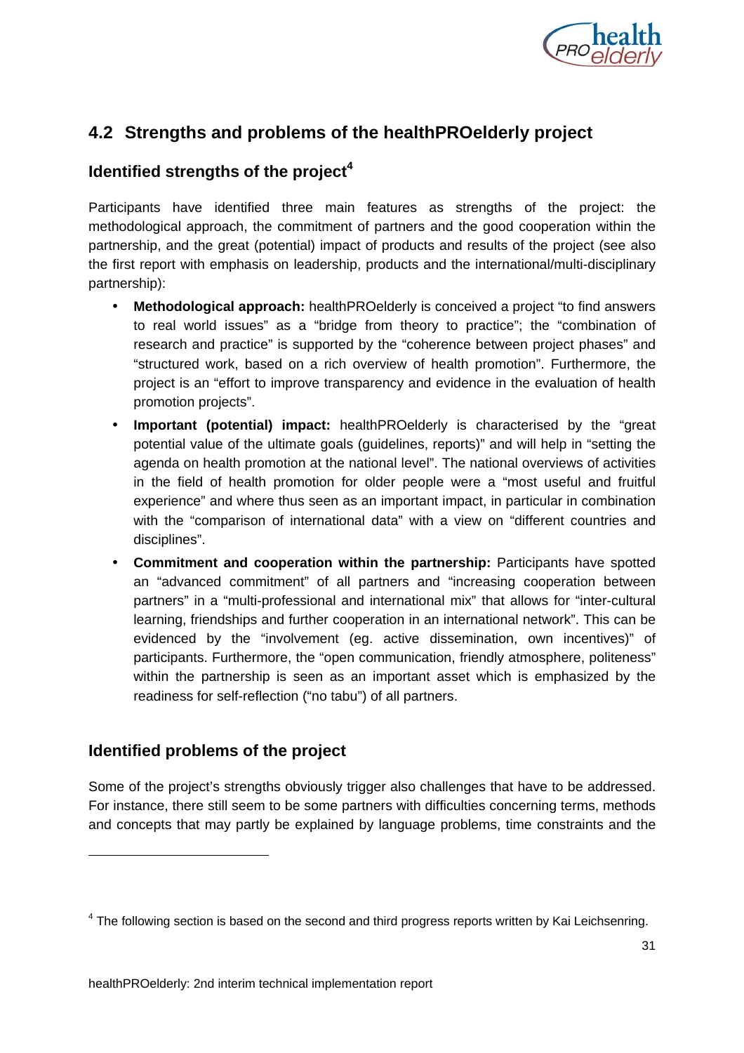## 4.2 Strengths and problems of the healthPROelderly project

### Identified strengths of the project[4]

Participants have identified three main features as strengths of the project: the methodological approach, the commitment of partners and the good cooperation within the partnership, and the great (potential) impact of products and results of the project (see also the first report with emphasis on leadership, products and the international/multi-disciplinary partnership):

- **Methodological approach:** healthPROelderly is conceived a project "to find answers to real world issues" as a "bridge from theory to practice"; the "combination of research and practice" is supported by the "coherence between project phases" and "structured work, based on a rich overview of health promotion". Furthermore, the project is an "effort to improve transparency and evidence in the evaluation of health promotion projects".
- **Important (potential) impact:** healthPROelderly is characterised by the "great potential value of the ultimate goals (guidelines, reports)" and will help in "setting the agenda on health promotion at the national level". The national overviews of activities in the field of health promotion for older people were a "most useful and fruitful experience" and where thus seen as an important impact, in particular in combination with the "comparison of international data" with a view on "different countries and disciplines".
- **Commitment and cooperation within the partnership:** Participants have spotted an "advanced commitment" of all partners and "increasing cooperation between partners" in a "multi-professional and international mix" that allows for "inter-cultural learning, friendships and further cooperation in an international network". This can be evidenced by the "involvement (eg. active dissemination, own incentives)" of participants. Furthermore, the "open communication, friendly atmosphere, politeness" within the partnership is seen as an important asset which is emphasized by the readiness for self-reflection ("no tabu") of all partners.

### Identified problems of the project

Some of the project's strengths obviously trigger also challenges that have to be addressed. For instance, there still seem to be some partners with difficulties concerning terms, methods and concepts that may partly be explained by language problems, time constraints and the

[4] The following section is based on the second and third progress reports written by Kai Leichsenring.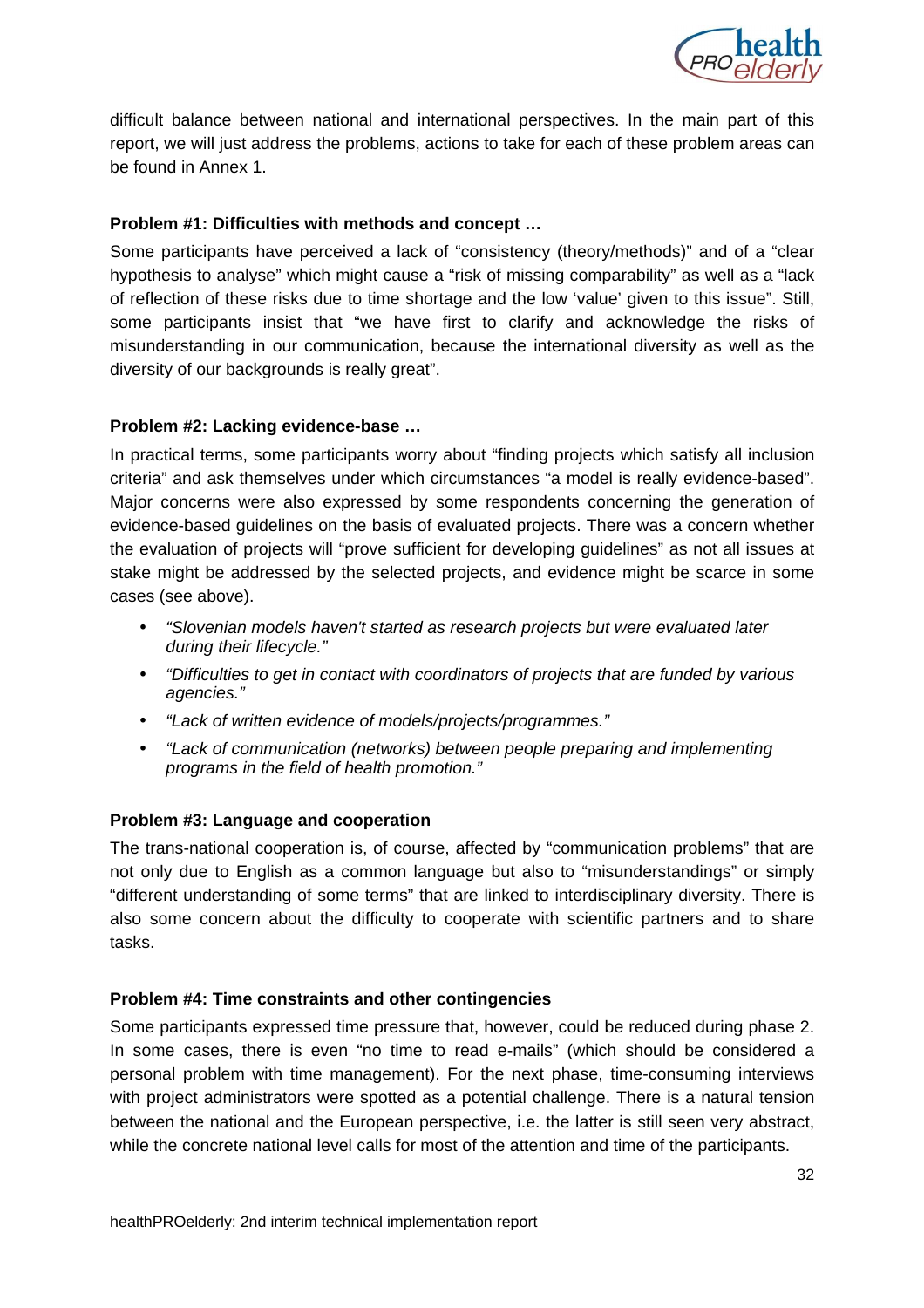difficult balance between national and international perspectives. In the main part of this report, we will just address the problems, actions to take for each of these problem areas can be found in Annex 1.

**Problem #1: Difficulties with methods and concept …**

Some participants have perceived a lack of "consistency (theory/methods)" and of a "clear hypothesis to analyse" which might cause a "risk of missing comparability" as well as a "lack of reflection of these risks due to time shortage and the low 'value' given to this issue". Still, some participants insist that "we have first to clarify and acknowledge the risks of misunderstanding in our communication, because the international diversity as well as the diversity of our backgrounds is really great".

**Problem #2: Lacking evidence-base …**

In practical terms, some participants worry about "finding projects which satisfy all inclusion criteria" and ask themselves under which circumstances "a model is really evidence-based". Major concerns were also expressed by some respondents concerning the generation of evidence-based guidelines on the basis of evaluated projects. There was a concern whether the evaluation of projects will "prove sufficient for developing guidelines" as not all issues at stake might be addressed by the selected projects, and evidence might be scarce in some cases (see above).

- *"Slovenian models haven't started as research projects but were evaluated later during their lifecycle."*
- *"Difficulties to get in contact with coordinators of projects that are funded by various agencies."*
- *"Lack of written evidence of models/projects/programmes."*
- *"Lack of communication (networks) between people preparing and implementing programs in the field of health promotion."*

**Problem #3: Language and cooperation**

The trans-national cooperation is, of course, affected by "communication problems" that are not only due to English as a common language but also to "misunderstandings" or simply "different understanding of some terms" that are linked to interdisciplinary diversity. There is also some concern about the difficulty to cooperate with scientific partners and to share tasks.

**Problem #4: Time constraints and other contingencies**

Some participants expressed time pressure that, however, could be reduced during phase 2. In some cases, there is even "no time to read e-mails" (which should be considered a personal problem with time management). For the next phase, time-consuming interviews with project administrators were spotted as a potential challenge. There is a natural tension between the national and the European perspective, i.e. the latter is still seen very abstract, while the concrete national level calls for most of the attention and time of the participants.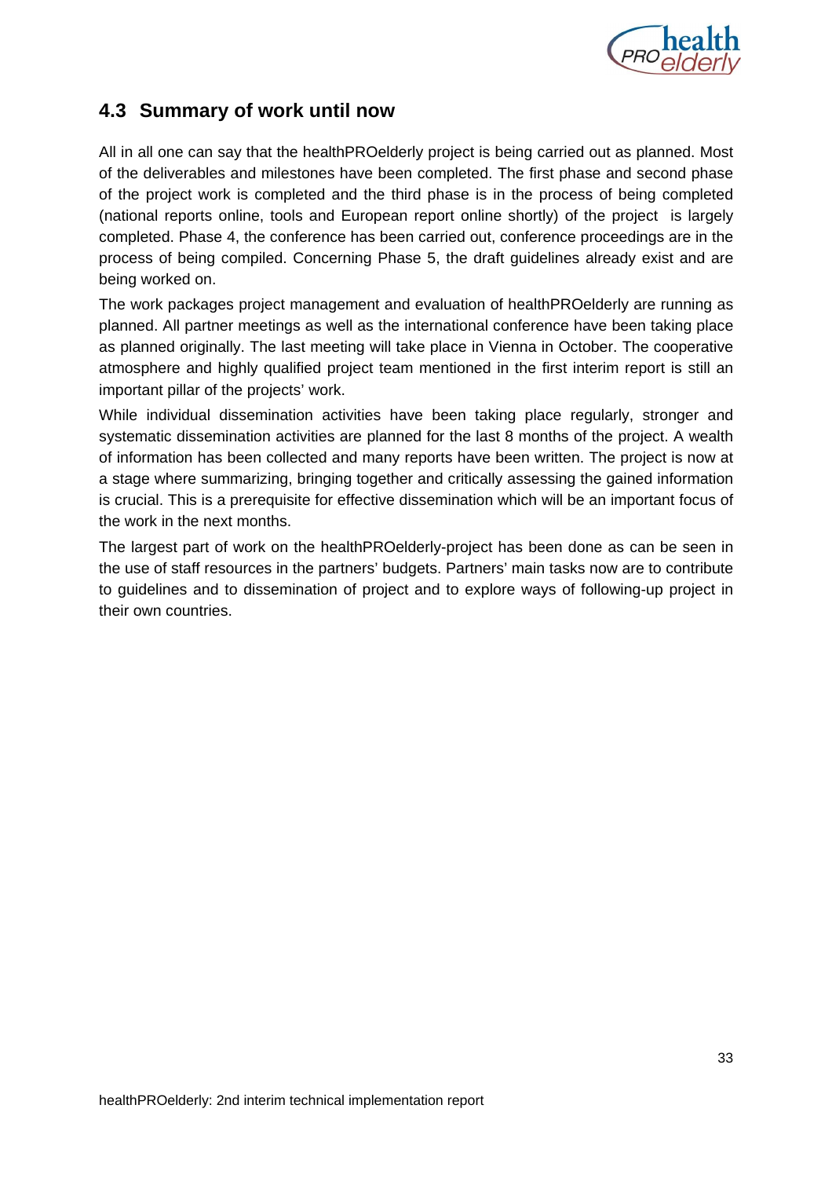## 4.3 Summary of work until now

All in all one can say that the healthPROelderly project is being carried out as planned. Most of the deliverables and milestones have been completed. The first phase and second phase of the project work is completed and the third phase is in the process of being completed (national reports online, tools and European report online shortly) of the project is largely completed. Phase 4, the conference has been carried out, conference proceedings are in the process of being compiled. Concerning Phase 5, the draft guidelines already exist and are being worked on.

The work packages project management and evaluation of healthPROelderly are running as planned. All partner meetings as well as the international conference have been taking place as planned originally. The last meeting will take place in Vienna in October. The cooperative atmosphere and highly qualified project team mentioned in the first interim report is still an important pillar of the projects' work.

While individual dissemination activities have been taking place regularly, stronger and systematic dissemination activities are planned for the last 8 months of the project. A wealth of information has been collected and many reports have been written. The project is now at a stage where summarizing, bringing together and critically assessing the gained information is crucial. This is a prerequisite for effective dissemination which will be an important focus of the work in the next months.

The largest part of work on the healthPROelderly-project has been done as can be seen in the use of staff resources in the partners' budgets. Partners' main tasks now are to contribute to guidelines and to dissemination of project and to explore ways of following-up project in their own countries.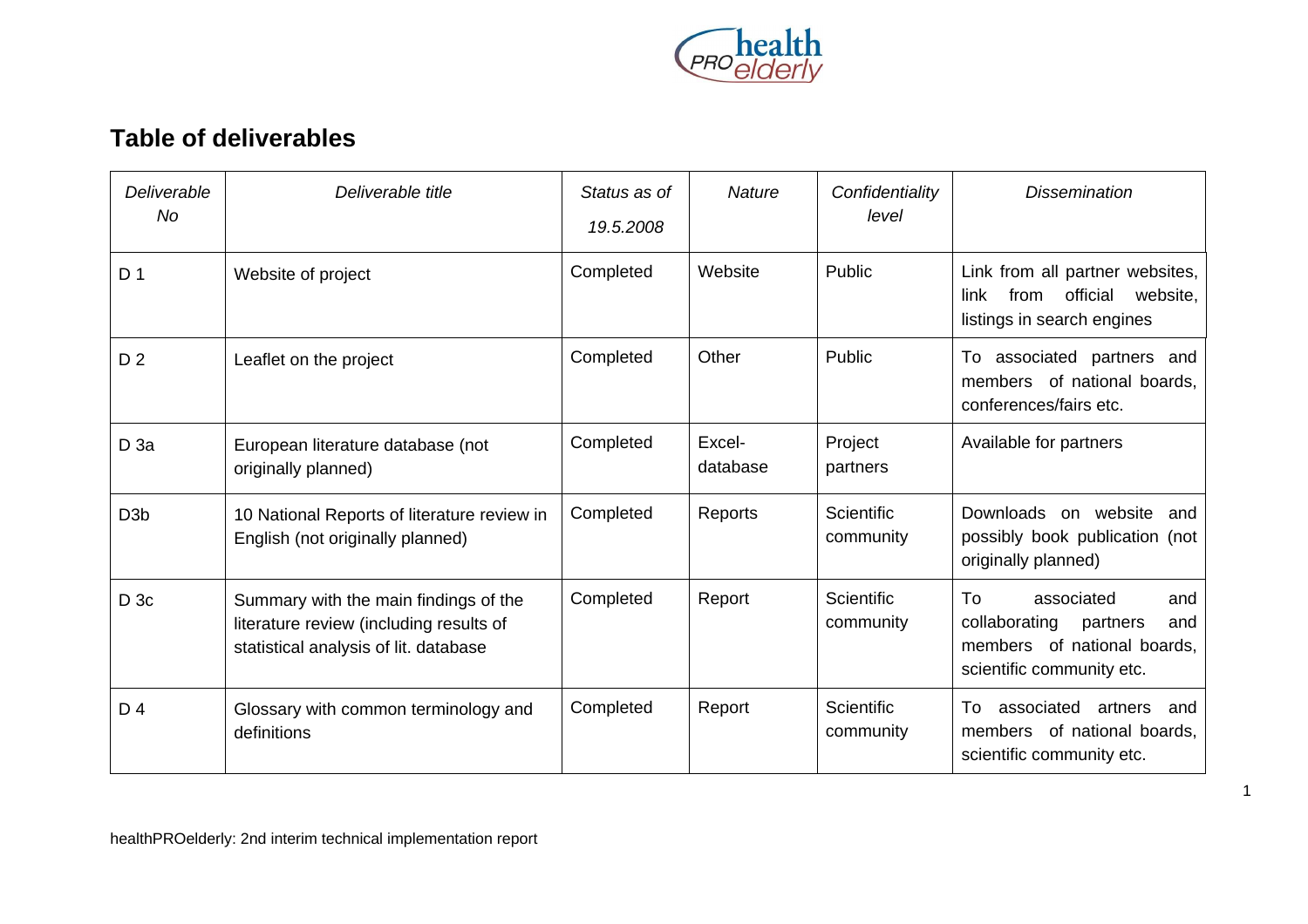## Table of deliverables

| *Deliverable No* | *Deliverable title* | *Status as of 19.5.2008* | *Nature* | *Confidentiality level* | *Dissemination* |
|---|---|---|---|---|---|
| D 1 | Website of project | Completed | Website | Public | Link from all partner websites, link from official website, listings in search engines |
| D 2 | Leaflet on the project | Completed | Other | Public | To associated partners and members of national boards, conferences/fairs etc. |
| D 3a | European literature database (not originally planned) | Completed | Excel-database | Project partners | Available for partners |
| D3b | 10 National Reports of literature review in English (not originally planned) | Completed | Reports | Scientific community | Downloads on website and possibly book publication (not originally planned) |
| D 3c | Summary with the main findings of the literature review (including results of statistical analysis of lit. database | Completed | Report | Scientific community | To associated and collaborating partners and members of national boards, scientific community etc. |
| D 4 | Glossary with common terminology and definitions | Completed | Report | Scientific community | To associated artners and members of national boards, scientific community etc. |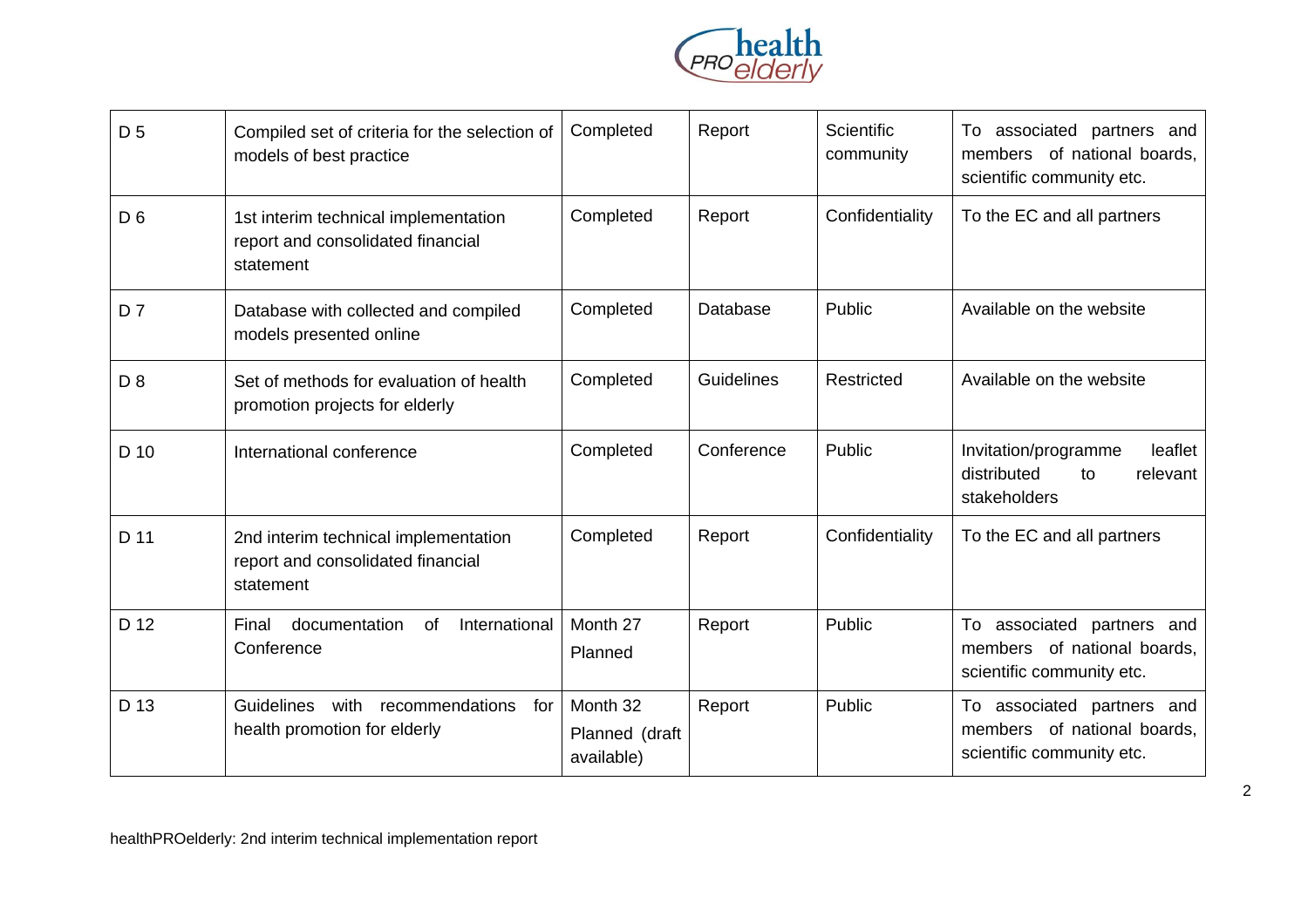| | | | | | |
|---|---|---|---|---|---|
| D 5 | Compiled set of criteria for the selection of models of best practice | Completed | Report | Scientific community | To associated partners and members of national boards, scientific community etc. |
| D 6 | 1st interim technical implementation report and consolidated financial statement | Completed | Report | Confidentiality | To the EC and all partners |
| D 7 | Database with collected and compiled models presented online | Completed | Database | Public | Available on the website |
| D 8 | Set of methods for evaluation of health promotion projects for elderly | Completed | Guidelines | Restricted | Available on the website |
| D 10 | International conference | Completed | Conference | Public | Invitation/programme leaflet distributed to relevant stakeholders |
| D 11 | 2nd interim technical implementation report and consolidated financial statement | Completed | Report | Confidentiality | To the EC and all partners |
| D 12 | Final documentation of International Conference | Month 27 Planned | Report | Public | To associated partners and members of national boards, scientific community etc. |
| D 13 | Guidelines with recommendations for health promotion for elderly | Month 32 Planned (draft available) | Report | Public | To associated partners and members of national boards, scientific community etc. |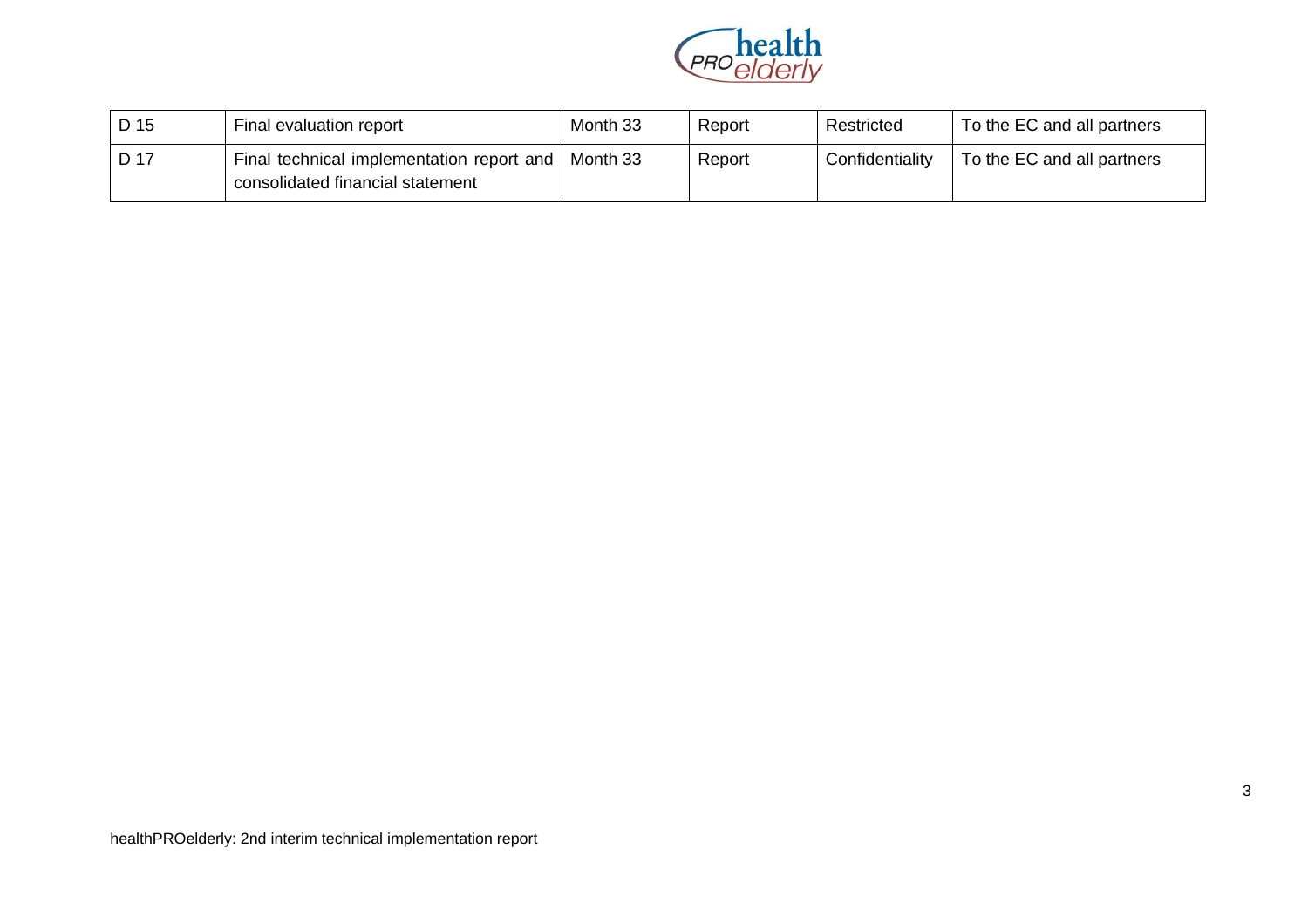| D 15 | Final evaluation report | Month 33 | Report | Restricted | To the EC and all partners |
|---|---|---|---|---|---|
| D 17 | Final technical implementation report and consolidated financial statement | Month 33 | Report | Confidentiality | To the EC and all partners |